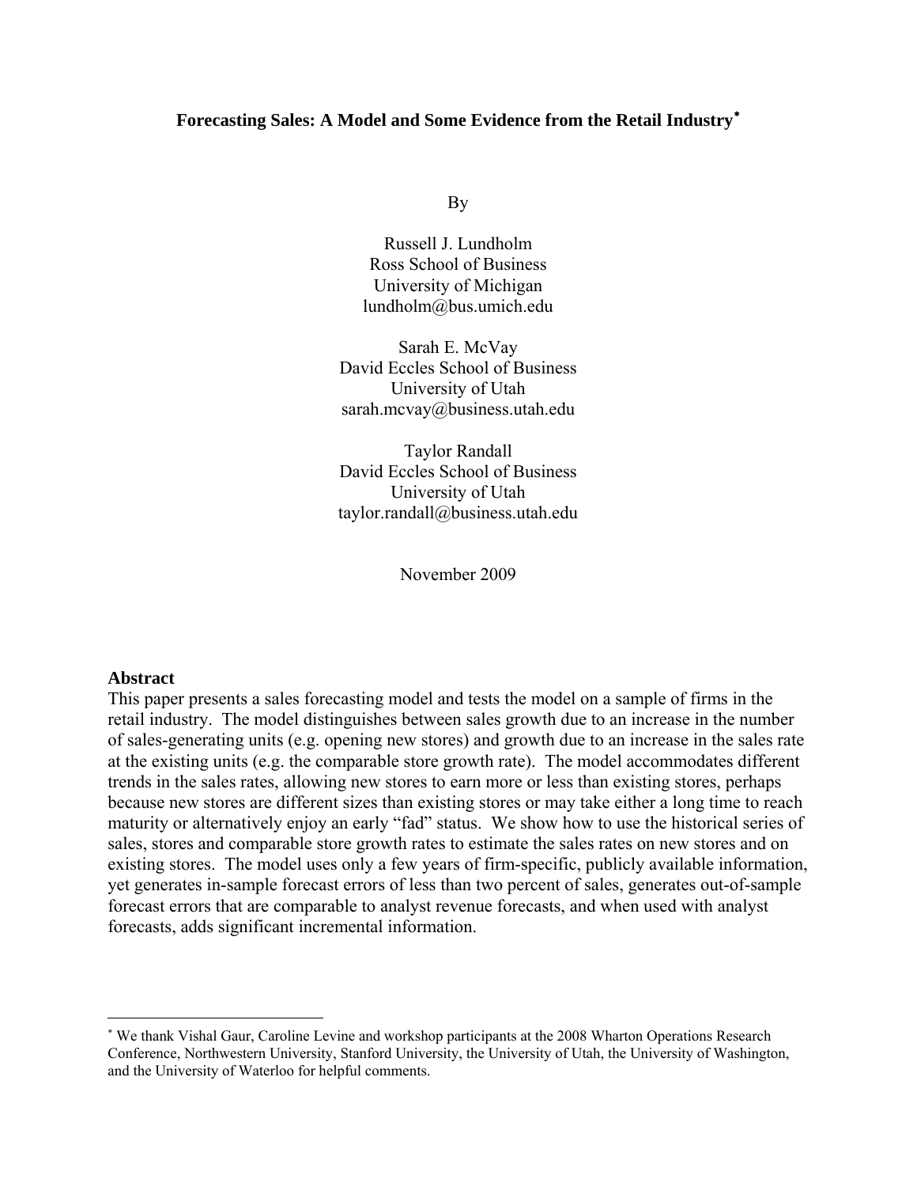# Forecasting Sales: A Model and Some Evidence from the Retail Industry*

By

Russell J. Lundholm
Ross School of Business
University of Michigan
lundholm@bus.umich.edu

Sarah E. McVay
David Eccles School of Business
University of Utah
sarah.mcvay@business.utah.edu

Taylor Randall
David Eccles School of Business
University of Utah
taylor.randall@business.utah.edu

November 2009

## Abstract

This paper presents a sales forecasting model and tests the model on a sample of firms in the retail industry. The model distinguishes between sales growth due to an increase in the number of sales-generating units (e.g. opening new stores) and growth due to an increase in the sales rate at the existing units (e.g. the comparable store growth rate). The model accommodates different trends in the sales rates, allowing new stores to earn more or less than existing stores, perhaps because new stores are different sizes than existing stores or may take either a long time to reach maturity or alternatively enjoy an early "fad" status. We show how to use the historical series of sales, stores and comparable store growth rates to estimate the sales rates on new stores and on existing stores. The model uses only a few years of firm-specific, publicly available information, yet generates in-sample forecast errors of less than two percent of sales, generates out-of-sample forecast errors that are comparable to analyst revenue forecasts, and when used with analyst forecasts, adds significant incremental information.

---

* We thank Vishal Gaur, Caroline Levine and workshop participants at the 2008 Wharton Operations Research Conference, Northwestern University, Stanford University, the University of Utah, the University of Washington, and the University of Waterloo for helpful comments.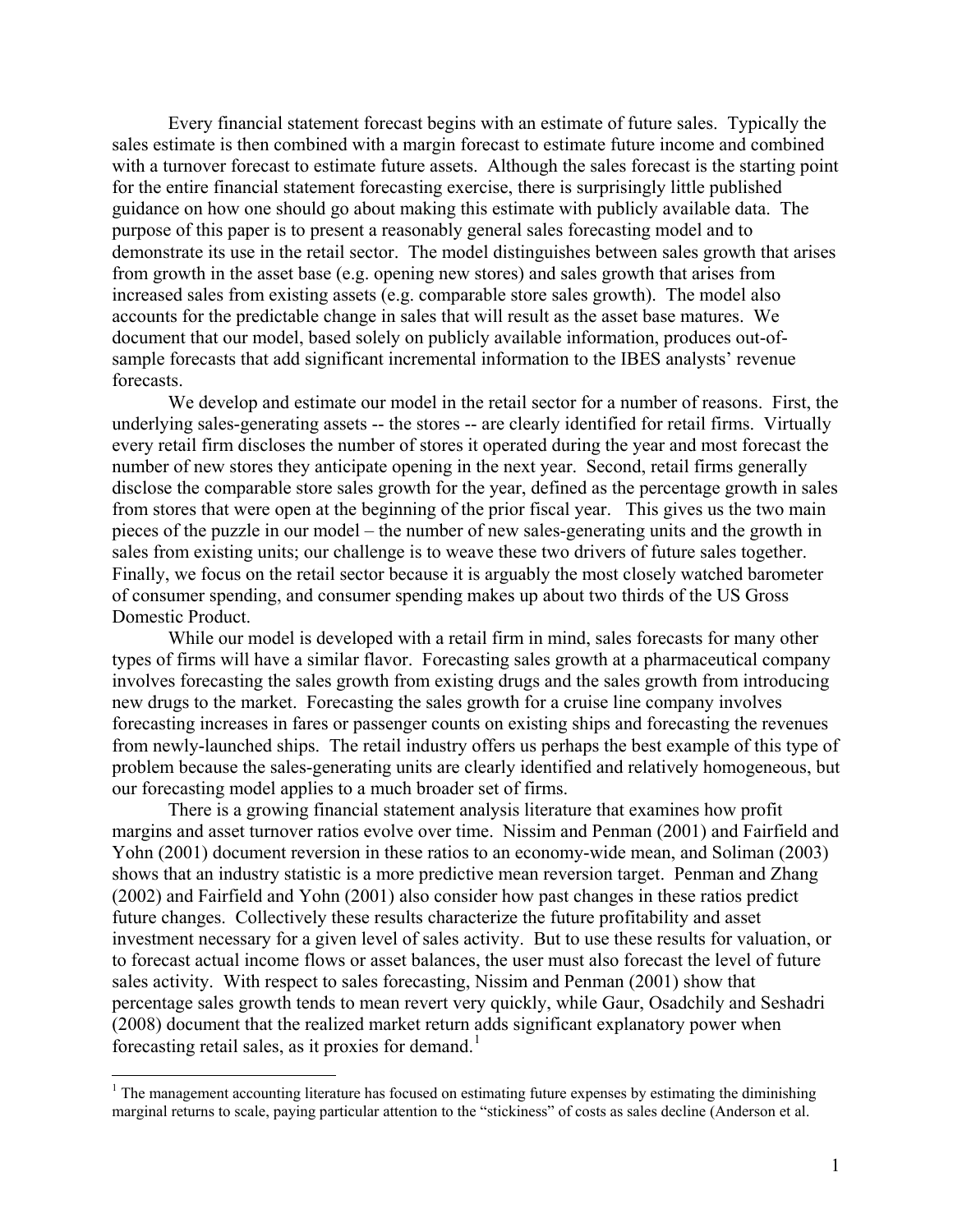Every financial statement forecast begins with an estimate of future sales. Typically the sales estimate is then combined with a margin forecast to estimate future income and combined with a turnover forecast to estimate future assets. Although the sales forecast is the starting point for the entire financial statement forecasting exercise, there is surprisingly little published guidance on how one should go about making this estimate with publicly available data. The purpose of this paper is to present a reasonably general sales forecasting model and to demonstrate its use in the retail sector. The model distinguishes between sales growth that arises from growth in the asset base (e.g. opening new stores) and sales growth that arises from increased sales from existing assets (e.g. comparable store sales growth). The model also accounts for the predictable change in sales that will result as the asset base matures. We document that our model, based solely on publicly available information, produces out-of-sample forecasts that add significant incremental information to the IBES analysts' revenue forecasts.

We develop and estimate our model in the retail sector for a number of reasons. First, the underlying sales-generating assets -- the stores -- are clearly identified for retail firms. Virtually every retail firm discloses the number of stores it operated during the year and most forecast the number of new stores they anticipate opening in the next year. Second, retail firms generally disclose the comparable store sales growth for the year, defined as the percentage growth in sales from stores that were open at the beginning of the prior fiscal year. This gives us the two main pieces of the puzzle in our model – the number of new sales-generating units and the growth in sales from existing units; our challenge is to weave these two drivers of future sales together. Finally, we focus on the retail sector because it is arguably the most closely watched barometer of consumer spending, and consumer spending makes up about two thirds of the US Gross Domestic Product.

While our model is developed with a retail firm in mind, sales forecasts for many other types of firms will have a similar flavor. Forecasting sales growth at a pharmaceutical company involves forecasting the sales growth from existing drugs and the sales growth from introducing new drugs to the market. Forecasting the sales growth for a cruise line company involves forecasting increases in fares or passenger counts on existing ships and forecasting the revenues from newly-launched ships. The retail industry offers us perhaps the best example of this type of problem because the sales-generating units are clearly identified and relatively homogeneous, but our forecasting model applies to a much broader set of firms.

There is a growing financial statement analysis literature that examines how profit margins and asset turnover ratios evolve over time. Nissim and Penman (2001) and Fairfield and Yohn (2001) document reversion in these ratios to an economy-wide mean, and Soliman (2003) shows that an industry statistic is a more predictive mean reversion target. Penman and Zhang (2002) and Fairfield and Yohn (2001) also consider how past changes in these ratios predict future changes. Collectively these results characterize the future profitability and asset investment necessary for a given level of sales activity. But to use these results for valuation, or to forecast actual income flows or asset balances, the user must also forecast the level of future sales activity. With respect to sales forecasting, Nissim and Penman (2001) show that percentage sales growth tends to mean revert very quickly, while Gaur, Osadchily and Seshadri (2008) document that the realized market return adds significant explanatory power when forecasting retail sales, as it proxies for demand.[1]

[1] The management accounting literature has focused on estimating future expenses by estimating the diminishing marginal returns to scale, paying particular attention to the "stickiness" of costs as sales decline (Anderson et al.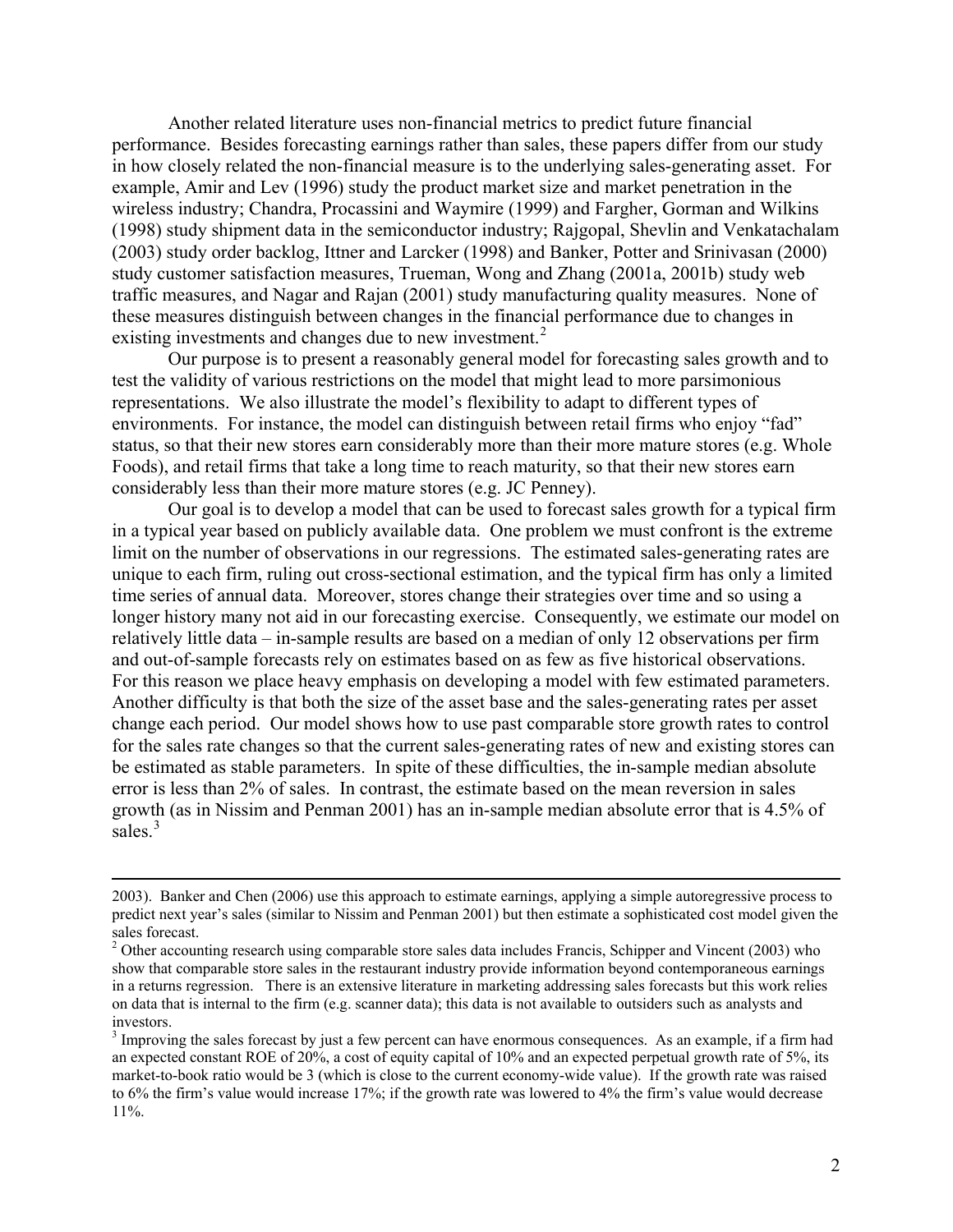Another related literature uses non-financial metrics to predict future financial performance. Besides forecasting earnings rather than sales, these papers differ from our study in how closely related the non-financial measure is to the underlying sales-generating asset. For example, Amir and Lev (1996) study the product market size and market penetration in the wireless industry; Chandra, Procassini and Waymire (1999) and Fargher, Gorman and Wilkins (1998) study shipment data in the semiconductor industry; Rajgopal, Shevlin and Venkatachalam (2003) study order backlog, Ittner and Larcker (1998) and Banker, Potter and Srinivasan (2000) study customer satisfaction measures, Trueman, Wong and Zhang (2001a, 2001b) study web traffic measures, and Nagar and Rajan (2001) study manufacturing quality measures. None of these measures distinguish between changes in the financial performance due to changes in existing investments and changes due to new investment.[2]

Our purpose is to present a reasonably general model for forecasting sales growth and to test the validity of various restrictions on the model that might lead to more parsimonious representations. We also illustrate the model's flexibility to adapt to different types of environments. For instance, the model can distinguish between retail firms who enjoy "fad" status, so that their new stores earn considerably more than their more mature stores (e.g. Whole Foods), and retail firms that take a long time to reach maturity, so that their new stores earn considerably less than their more mature stores (e.g. JC Penney).

Our goal is to develop a model that can be used to forecast sales growth for a typical firm in a typical year based on publicly available data. One problem we must confront is the extreme limit on the number of observations in our regressions. The estimated sales-generating rates are unique to each firm, ruling out cross-sectional estimation, and the typical firm has only a limited time series of annual data. Moreover, stores change their strategies over time and so using a longer history many not aid in our forecasting exercise. Consequently, we estimate our model on relatively little data – in-sample results are based on a median of only 12 observations per firm and out-of-sample forecasts rely on estimates based on as few as five historical observations. For this reason we place heavy emphasis on developing a model with few estimated parameters. Another difficulty is that both the size of the asset base and the sales-generating rates per asset change each period. Our model shows how to use past comparable store growth rates to control for the sales rate changes so that the current sales-generating rates of new and existing stores can be estimated as stable parameters. In spite of these difficulties, the in-sample median absolute error is less than 2% of sales. In contrast, the estimate based on the mean reversion in sales growth (as in Nissim and Penman 2001) has an in-sample median absolute error that is 4.5% of sales.[3]

---

2003). Banker and Chen (2006) use this approach to estimate earnings, applying a simple autoregressive process to predict next year's sales (similar to Nissim and Penman 2001) but then estimate a sophisticated cost model given the sales forecast.

[2] Other accounting research using comparable store sales data includes Francis, Schipper and Vincent (2003) who show that comparable store sales in the restaurant industry provide information beyond contemporaneous earnings in a returns regression. There is an extensive literature in marketing addressing sales forecasts but this work relies on data that is internal to the firm (e.g. scanner data); this data is not available to outsiders such as analysts and investors.

[3] Improving the sales forecast by just a few percent can have enormous consequences. As an example, if a firm had an expected constant ROE of 20%, a cost of equity capital of 10% and an expected perpetual growth rate of 5%, its market-to-book ratio would be 3 (which is close to the current economy-wide value). If the growth rate was raised to 6% the firm's value would increase 17%; if the growth rate was lowered to 4% the firm's value would decrease 11%.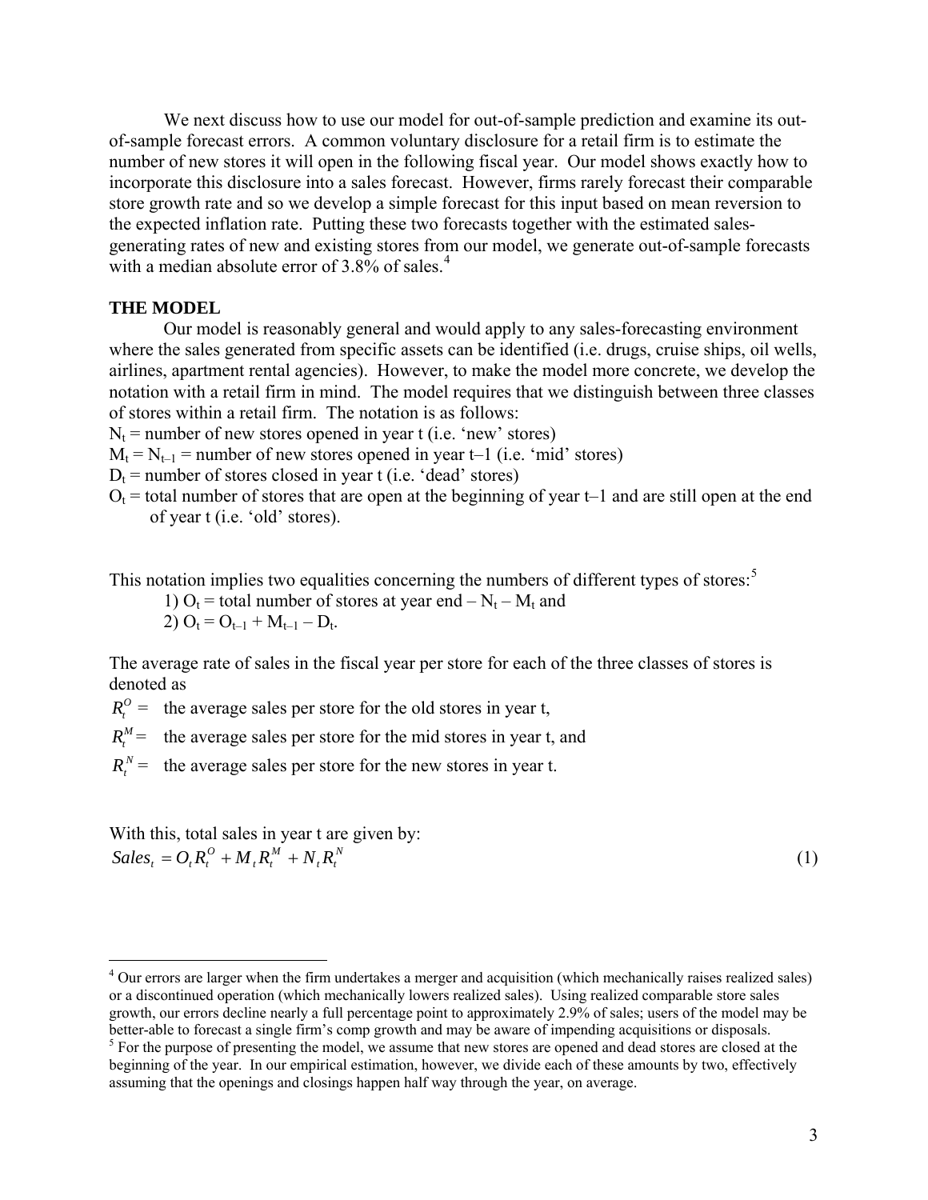We next discuss how to use our model for out-of-sample prediction and examine its out-of-sample forecast errors. A common voluntary disclosure for a retail firm is to estimate the number of new stores it will open in the following fiscal year. Our model shows exactly how to incorporate this disclosure into a sales forecast. However, firms rarely forecast their comparable store growth rate and so we develop a simple forecast for this input based on mean reversion to the expected inflation rate. Putting these two forecasts together with the estimated sales-generating rates of new and existing stores from our model, we generate out-of-sample forecasts with a median absolute error of 3.8% of sales.[4]

## THE MODEL

Our model is reasonably general and would apply to any sales-forecasting environment where the sales generated from specific assets can be identified (i.e. drugs, cruise ships, oil wells, airlines, apartment rental agencies). However, to make the model more concrete, we develop the notation with a retail firm in mind. The model requires that we distinguish between three classes of stores within a retail firm. The notation is as follows:

$N_t$ = number of new stores opened in year t (i.e. 'new' stores)

$M_t = N_{t-1}$ = number of new stores opened in year t–1 (i.e. 'mid' stores)

$D_t$ = number of stores closed in year t (i.e. 'dead' stores)

$O_t$ = total number of stores that are open at the beginning of year t–1 and are still open at the end of year t (i.e. 'old' stores).

This notation implies two equalities concerning the numbers of different types of stores:[5]

1) $O_t$ = total number of stores at year end – $N_t$ – $M_t$ and

2) $O_t = O_{t-1} + M_{t-1} - D_t$.

The average rate of sales in the fiscal year per store for each of the three classes of stores is denoted as

$R_t^O$ = the average sales per store for the old stores in year t,

$R_t^M$ = the average sales per store for the mid stores in year t, and

$R_t^N$ = the average sales per store for the new stores in year t.

With this, total sales in year t are given by:

$$Sales_t = O_t R_t^O + M_t R_t^M + N_t R_t^N \tag{1}$$

---

[4] Our errors are larger when the firm undertakes a merger and acquisition (which mechanically raises realized sales) or a discontinued operation (which mechanically lowers realized sales). Using realized comparable store sales growth, our errors decline nearly a full percentage point to approximately 2.9% of sales; users of the model may be better-able to forecast a single firm's comp growth and may be aware of impending acquisitions or disposals.

[5] For the purpose of presenting the model, we assume that new stores are opened and dead stores are closed at the beginning of the year. In our empirical estimation, however, we divide each of these amounts by two, effectively assuming that the openings and closings happen half way through the year, on average.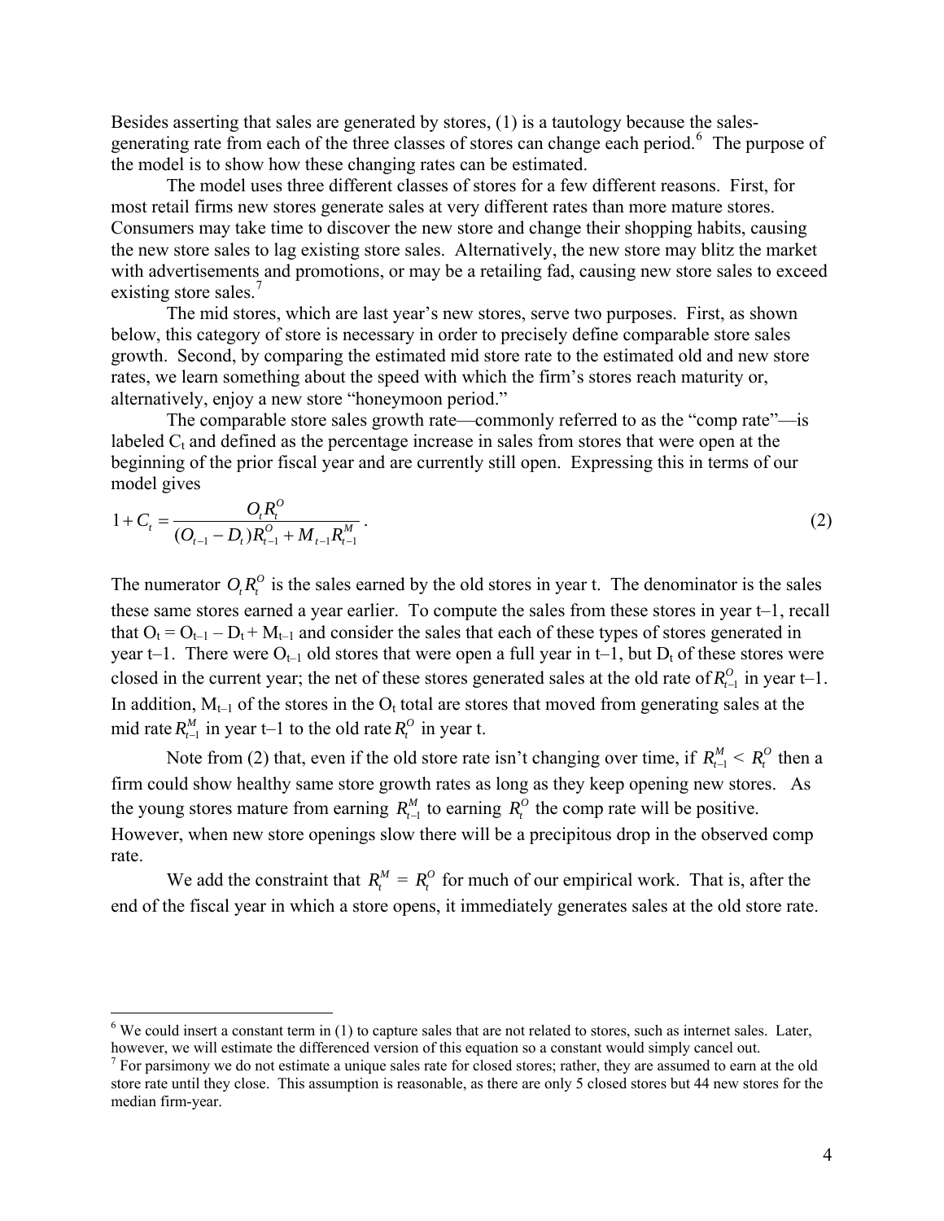Besides asserting that sales are generated by stores, (1) is a tautology because the sales-generating rate from each of the three classes of stores can change each period.[6] The purpose of the model is to show how these changing rates can be estimated.

The model uses three different classes of stores for a few different reasons. First, for most retail firms new stores generate sales at very different rates than more mature stores. Consumers may take time to discover the new store and change their shopping habits, causing the new store sales to lag existing store sales. Alternatively, the new store may blitz the market with advertisements and promotions, or may be a retailing fad, causing new store sales to exceed existing store sales.[7]

The mid stores, which are last year's new stores, serve two purposes. First, as shown below, this category of store is necessary in order to precisely define comparable store sales growth. Second, by comparing the estimated mid store rate to the estimated old and new store rates, we learn something about the speed with which the firm's stores reach maturity or, alternatively, enjoy a new store "honeymoon period."

The comparable store sales growth rate—commonly referred to as the "comp rate"—is labeled $C_t$ and defined as the percentage increase in sales from stores that were open at the beginning of the prior fiscal year and are currently still open. Expressing this in terms of our model gives

$$1 + C_t = \frac{O_t R_t^O}{(O_{t-1} - D_t) R_{t-1}^O + M_{t-1} R_{t-1}^M}. \tag{2}$$

The numerator $O_t R_t^O$ is the sales earned by the old stores in year t. The denominator is the sales these same stores earned a year earlier. To compute the sales from these stores in year t–1, recall that $O_t = O_{t-1} - D_t + M_{t-1}$ and consider the sales that each of these types of stores generated in year t–1. There were $O_{t-1}$ old stores that were open a full year in t–1, but $D_t$ of these stores were closed in the current year; the net of these stores generated sales at the old rate of $R_{t-1}^O$ in year t–1. In addition, $M_{t-1}$ of the stores in the $O_t$ total are stores that moved from generating sales at the mid rate $R_{t-1}^M$ in year t–1 to the old rate $R_t^O$ in year t.

Note from (2) that, even if the old store rate isn't changing over time, if $R_{t-1}^M < R_t^O$ then a firm could show healthy same store growth rates as long as they keep opening new stores. As the young stores mature from earning $R_{t-1}^M$ to earning $R_t^O$ the comp rate will be positive. However, when new store openings slow there will be a precipitous drop in the observed comp rate.

We add the constraint that $R_t^M = R_t^O$ for much of our empirical work. That is, after the end of the fiscal year in which a store opens, it immediately generates sales at the old store rate.

---

[6] We could insert a constant term in (1) to capture sales that are not related to stores, such as internet sales. Later, however, we will estimate the differenced version of this equation so a constant would simply cancel out.

[7] For parsimony we do not estimate a unique sales rate for closed stores; rather, they are assumed to earn at the old store rate until they close. This assumption is reasonable, as there are only 5 closed stores but 44 new stores for the median firm-year.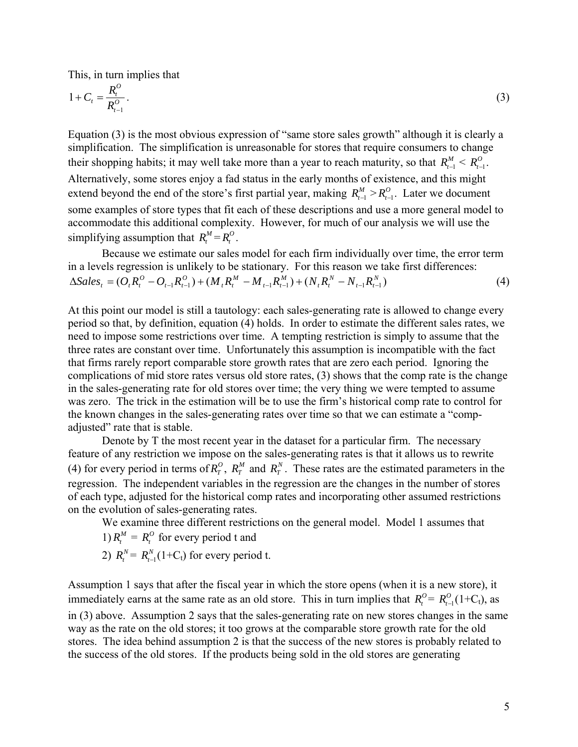This, in turn implies that

$$1 + C_t = \frac{R_t^O}{R_{t-1}^O}. \tag{3}$$

Equation (3) is the most obvious expression of "same store sales growth" although it is clearly a simplification. The simplification is unreasonable for stores that require consumers to change their shopping habits; it may well take more than a year to reach maturity, so that $R_{t-1}^M < R_{t-1}^O$. Alternatively, some stores enjoy a fad status in the early months of existence, and this might extend beyond the end of the store's first partial year, making $R_{t-1}^M > R_{t-1}^O$. Later we document some examples of store types that fit each of these descriptions and use a more general model to accommodate this additional complexity. However, for much of our analysis we will use the simplifying assumption that $R_t^M = R_t^O$.

Because we estimate our sales model for each firm individually over time, the error term in a levels regression is unlikely to be stationary. For this reason we take first differences:

$$\Delta Sales_t = (O_t R_t^O - O_{t-1} R_{t-1}^O) + (M_t R_t^M - M_{t-1} R_{t-1}^M) + (N_t R_t^N - N_{t-1} R_{t-1}^N) \tag{4}$$

At this point our model is still a tautology: each sales-generating rate is allowed to change every period so that, by definition, equation (4) holds. In order to estimate the different sales rates, we need to impose some restrictions over time. A tempting restriction is simply to assume that the three rates are constant over time. Unfortunately this assumption is incompatible with the fact that firms rarely report comparable store growth rates that are zero each period. Ignoring the complications of mid store rates versus old store rates, (3) shows that the comp rate is the change in the sales-generating rate for old stores over time; the very thing we were tempted to assume was zero. The trick in the estimation will be to use the firm's historical comp rate to control for the known changes in the sales-generating rates over time so that we can estimate a "comp-adjusted" rate that is stable.

Denote by T the most recent year in the dataset for a particular firm. The necessary feature of any restriction we impose on the sales-generating rates is that it allows us to rewrite (4) for every period in terms of $R_T^O$, $R_T^M$ and $R_T^N$. These rates are the estimated parameters in the regression. The independent variables in the regression are the changes in the number of stores of each type, adjusted for the historical comp rates and incorporating other assumed restrictions on the evolution of sales-generating rates.

We examine three different restrictions on the general model. Model 1 assumes that

1) $R_t^M = R_t^O$ for every period t and

2) $R_t^N = R_{t-1}^N(1+C_t)$ for every period t.

Assumption 1 says that after the fiscal year in which the store opens (when it is a new store), it immediately earns at the same rate as an old store. This in turn implies that $R_t^O = R_{t-1}^O(1+C_t)$, as in (3) above. Assumption 2 says that the sales-generating rate on new stores changes in the same way as the rate on the old stores; it too grows at the comparable store growth rate for the old stores. The idea behind assumption 2 is that the success of the new stores is probably related to the success of the old stores. If the products being sold in the old stores are generating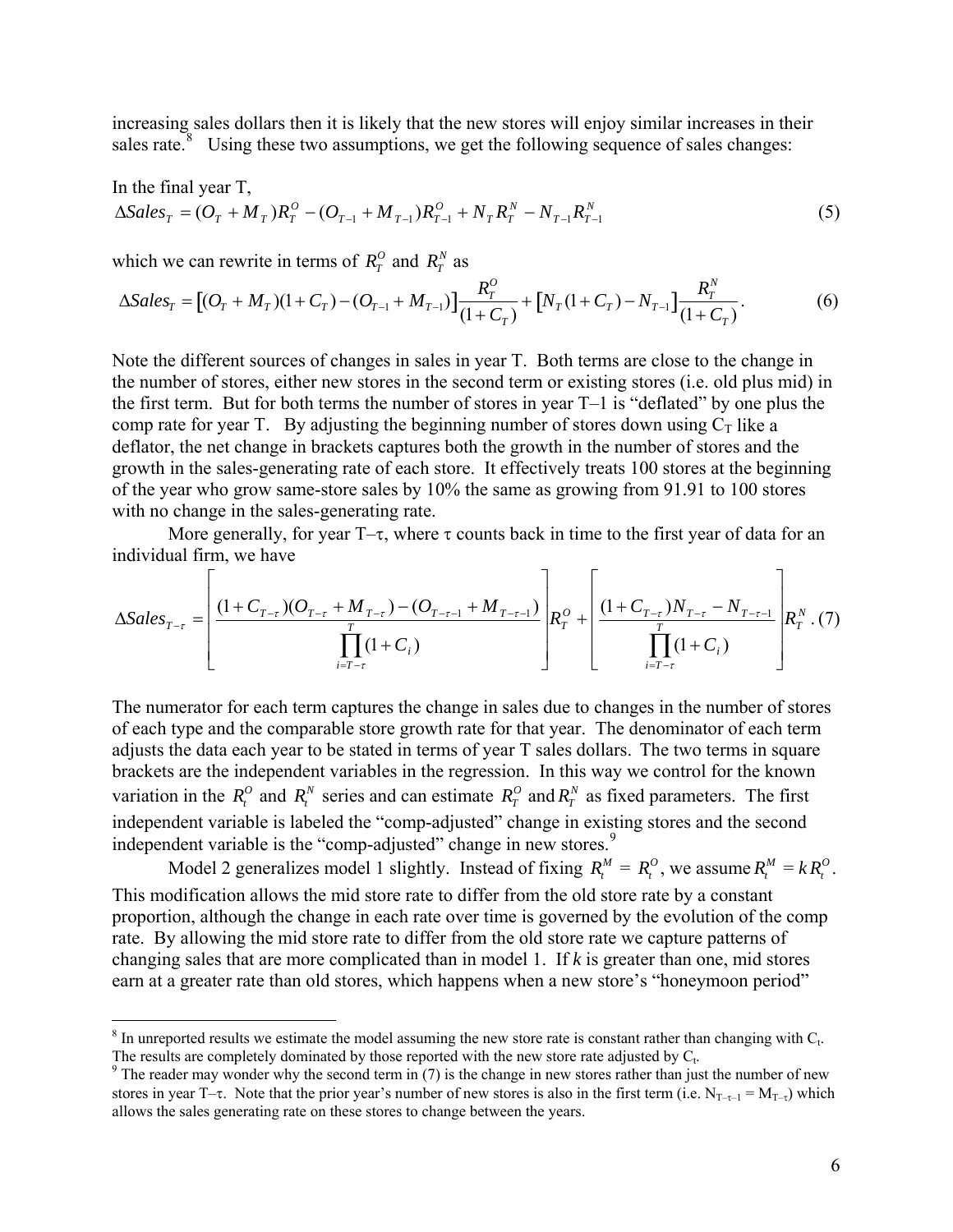increasing sales dollars then it is likely that the new stores will enjoy similar increases in their sales rate.[8] Using these two assumptions, we get the following sequence of sales changes:

In the final year T,

$$\Delta Sales_T = (O_T + M_T)R_T^O - (O_{T-1} + M_{T-1})R_{T-1}^O + N_T R_T^N - N_{T-1}R_{T-1}^N \tag{5}$$

which we can rewrite in terms of $R_T^O$ and $R_T^N$ as

$$\Delta Sales_T = \left[(O_T + M_T)(1+C_T) - (O_{T-1} + M_{T-1})\right]\frac{R_T^O}{(1+C_T)} + \left[N_T(1+C_T) - N_{T-1}\right]\frac{R_T^N}{(1+C_T)}. \tag{6}$$

Note the different sources of changes in sales in year T. Both terms are close to the change in the number of stores, either new stores in the second term or existing stores (i.e. old plus mid) in the first term. But for both terms the number of stores in year T–1 is "deflated" by one plus the comp rate for year T. By adjusting the beginning number of stores down using $C_T$ like a deflator, the net change in brackets captures both the growth in the number of stores and the growth in the sales-generating rate of each store. It effectively treats 100 stores at the beginning of the year who grow same-store sales by 10% the same as growing from 91.91 to 100 stores with no change in the sales-generating rate.

More generally, for year T–τ, where τ counts back in time to the first year of data for an individual firm, we have

$$\Delta Sales_{T-\tau} = \left[\frac{(1+C_{T-\tau})(O_{T-\tau} + M_{T-\tau}) - (O_{T-\tau-1} + M_{T-\tau-1})}{\prod_{i=T-\tau}^{T}(1+C_i)}\right]R_T^O + \left[\frac{(1+C_{T-\tau})N_{T-\tau} - N_{T-\tau-1}}{\prod_{i=T-\tau}^{T}(1+C_i)}\right]R_T^N. \tag{7}$$

The numerator for each term captures the change in sales due to changes in the number of stores of each type and the comparable store growth rate for that year. The denominator of each term adjusts the data each year to be stated in terms of year T sales dollars. The two terms in square brackets are the independent variables in the regression. In this way we control for the known variation in the $R_t^O$ and $R_t^N$ series and can estimate $R_T^O$ and $R_T^N$ as fixed parameters. The first independent variable is labeled the "comp-adjusted" change in existing stores and the second independent variable is the "comp-adjusted" change in new stores.[9]

Model 2 generalizes model 1 slightly. Instead of fixing $R_t^M = R_t^O$, we assume $R_t^M = k R_t^O$. This modification allows the mid store rate to differ from the old store rate by a constant proportion, although the change in each rate over time is governed by the evolution of the comp rate. By allowing the mid store rate to differ from the old store rate we capture patterns of changing sales that are more complicated than in model 1. If *k* is greater than one, mid stores earn at a greater rate than old stores, which happens when a new store's "honeymoon period"

---

[8] In unreported results we estimate the model assuming the new store rate is constant rather than changing with $C_t$. The results are completely dominated by those reported with the new store rate adjusted by $C_t$.

[9] The reader may wonder why the second term in (7) is the change in new stores rather than just the number of new stores in year T–τ. Note that the prior year's number of new stores is also in the first term (i.e. $N_{T-\tau-1} = M_{T-\tau}$) which allows the sales generating rate on these stores to change between the years.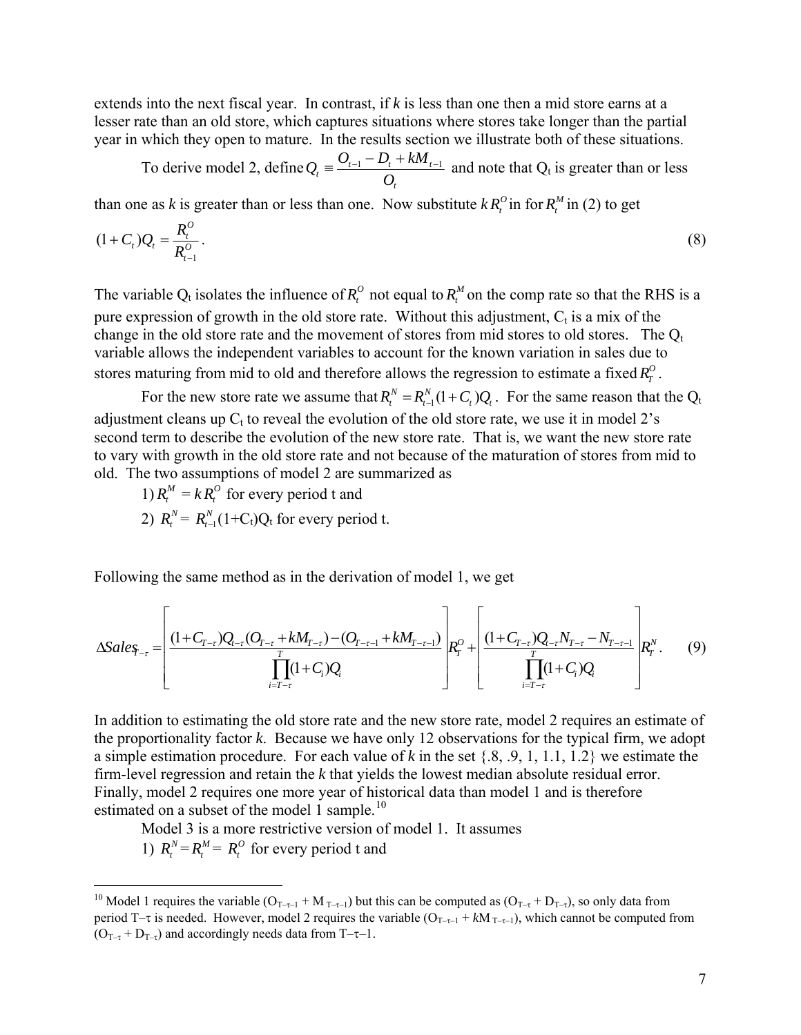extends into the next fiscal year. In contrast, if *k* is less than one then a mid store earns at a lesser rate than an old store, which captures situations where stores take longer than the partial year in which they open to mature. In the results section we illustrate both of these situations.

To derive model 2, define $Q_t \equiv \dfrac{O_{t-1} - D_t + kM_{t-1}}{O_t}$ and note that $Q_t$ is greater than or less than one as *k* is greater than or less than one. Now substitute $kR_t^O$ in for $R_t^M$ in (2) to get

$$(1 + C_t)Q_t = \frac{R_t^O}{R_{t-1}^O}. \tag{8}$$

The variable $Q_t$ isolates the influence of $R_t^O$ not equal to $R_t^M$ on the comp rate so that the RHS is a pure expression of growth in the old store rate. Without this adjustment, $C_t$ is a mix of the change in the old store rate and the movement of stores from mid stores to old stores. The $Q_t$ variable allows the independent variables to account for the known variation in sales due to stores maturing from mid to old and therefore allows the regression to estimate a fixed $R_T^O$.

For the new store rate we assume that $R_t^N = R_{t-1}^N(1 + C_t)Q_t$. For the same reason that the $Q_t$ adjustment cleans up $C_t$ to reveal the evolution of the old store rate, we use it in model 2's second term to describe the evolution of the new store rate. That is, we want the new store rate to vary with growth in the old store rate and not because of the maturation of stores from mid to old. The two assumptions of model 2 are summarized as

1) $R_t^M = kR_t^O$ for every period t and

2) $R_t^N = R_{t-1}^N(1+C_t)Q_t$ for every period t.

Following the same method as in the derivation of model 1, we get

$$\Delta Sales_{T-\tau} = \left[\frac{(1+C_{T-\tau})Q_{t-\tau}(O_{T-\tau} + kM_{T-\tau}) - (O_{T-\tau-1} + kM_{T-\tau-1})}{\prod_{i=T-\tau}^{T}(1+C_i)Q_i}\right]R_T^O + \left[\frac{(1+C_{T-\tau})Q_{t-\tau}N_{T-\tau} - N_{T-\tau-1}}{\prod_{i=T-\tau}^{T}(1+C_i)Q_i}\right]R_T^N. \tag{9}$$

In addition to estimating the old store rate and the new store rate, model 2 requires an estimate of the proportionality factor *k*. Because we have only 12 observations for the typical firm, we adopt a simple estimation procedure. For each value of *k* in the set {.8, .9, 1, 1.1, 1.2} we estimate the firm-level regression and retain the *k* that yields the lowest median absolute residual error. Finally, model 2 requires one more year of historical data than model 1 and is therefore estimated on a subset of the model 1 sample.[10]

Model 3 is a more restrictive version of model 1. It assumes

1) $R_t^N = R_t^M = R_t^O$ for every period t and

[10] Model 1 requires the variable ($O_{T-\tau-1} + M_{T-\tau-1}$) but this can be computed as ($O_{T-\tau} + D_{T-\tau}$), so only data from period $T-\tau$ is needed. However, model 2 requires the variable ($O_{T-\tau-1} + kM_{T-\tau-1}$), which cannot be computed from ($O_{T-\tau} + D_{T-\tau}$) and accordingly needs data from $T-\tau-1$.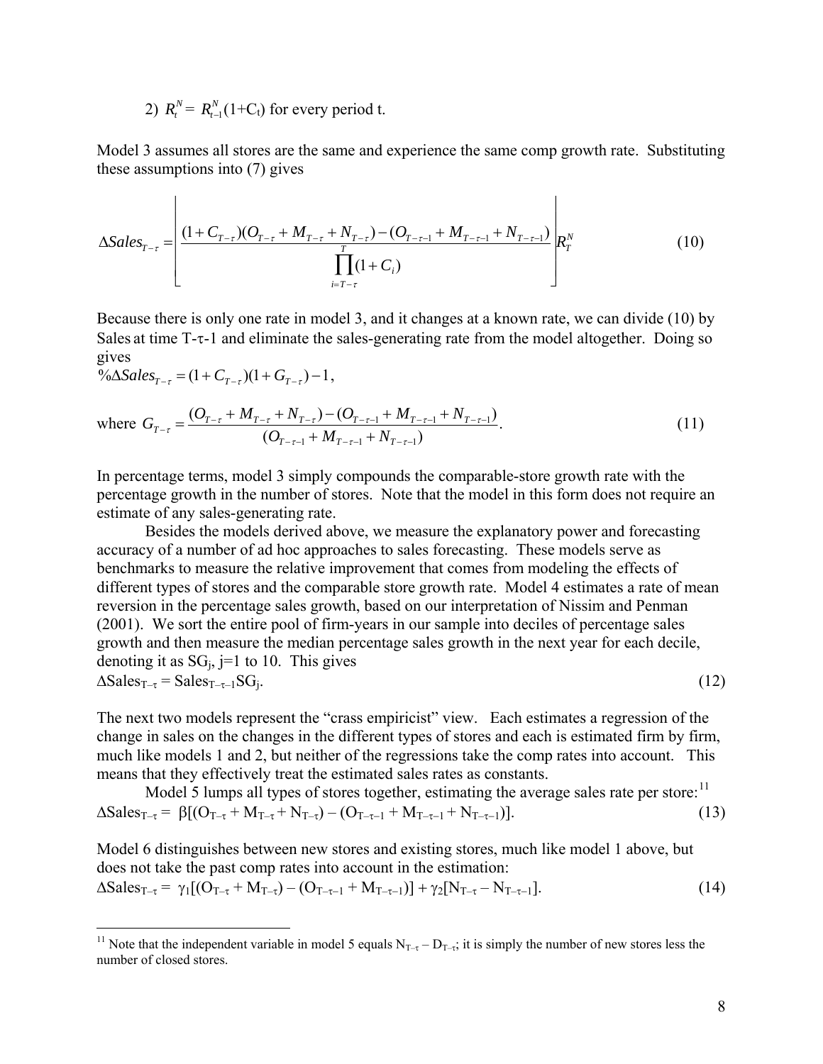2) $R_t^N = R_{t-1}^N(1+C_t)$ for every period t.

Model 3 assumes all stores are the same and experience the same comp growth rate. Substituting these assumptions into (7) gives

$$\Delta Sales_{T-\tau} = \left[ \frac{(1+C_{T-\tau})(O_{T-\tau}+M_{T-\tau}+N_{T-\tau})-(O_{T-\tau-1}+M_{T-\tau-1}+N_{T-\tau-1})}{\prod_{i=T-\tau}^{T}(1+C_i)} \right] R_T^N \tag{10}$$

Because there is only one rate in model 3, and it changes at a known rate, we can divide (10) by Sales at time T-τ-1 and eliminate the sales-generating rate from the model altogether. Doing so gives

$\%\Delta Sales_{T-\tau} = (1+C_{T-\tau})(1+G_{T-\tau})-1$,

$$\text{where } G_{T-\tau} = \frac{(O_{T-\tau}+M_{T-\tau}+N_{T-\tau})-(O_{T-\tau-1}+M_{T-\tau-1}+N_{T-\tau-1})}{(O_{T-\tau-1}+M_{T-\tau-1}+N_{T-\tau-1})}. \tag{11}$$

In percentage terms, model 3 simply compounds the comparable-store growth rate with the percentage growth in the number of stores. Note that the model in this form does not require an estimate of any sales-generating rate.

Besides the models derived above, we measure the explanatory power and forecasting accuracy of a number of ad hoc approaches to sales forecasting. These models serve as benchmarks to measure the relative improvement that comes from modeling the effects of different types of stores and the comparable store growth rate. Model 4 estimates a rate of mean reversion in the percentage sales growth, based on our interpretation of Nissim and Penman (2001). We sort the entire pool of firm-years in our sample into deciles of percentage sales growth and then measure the median percentage sales growth in the next year for each decile, denoting it as $SG_j$, j=1 to 10. This gives

$$\Delta Sales_{T-\tau} = Sales_{T-\tau-1} SG_j. \tag{12}$$

The next two models represent the "crass empiricist" view. Each estimates a regression of the change in sales on the changes in the different types of stores and each is estimated firm by firm, much like models 1 and 2, but neither of the regressions take the comp rates into account. This means that they effectively treat the estimated sales rates as constants.

Model 5 lumps all types of stores together, estimating the average sales rate per store:[11]

$$\Delta Sales_{T-\tau} = \beta[(O_{T-\tau}+M_{T-\tau}+N_{T-\tau})-(O_{T-\tau-1}+M_{T-\tau-1}+N_{T-\tau-1})]. \tag{13}$$

Model 6 distinguishes between new stores and existing stores, much like model 1 above, but does not take the past comp rates into account in the estimation:

$$\Delta Sales_{T-\tau} = \gamma_1[(O_{T-\tau}+M_{T-\tau})-(O_{T-\tau-1}+M_{T-\tau-1})]+\gamma_2[N_{T-\tau}-N_{T-\tau-1}]. \tag{14}$$

---

[11] Note that the independent variable in model 5 equals $N_{T-\tau} - D_{T-\tau}$; it is simply the number of new stores less the number of closed stores.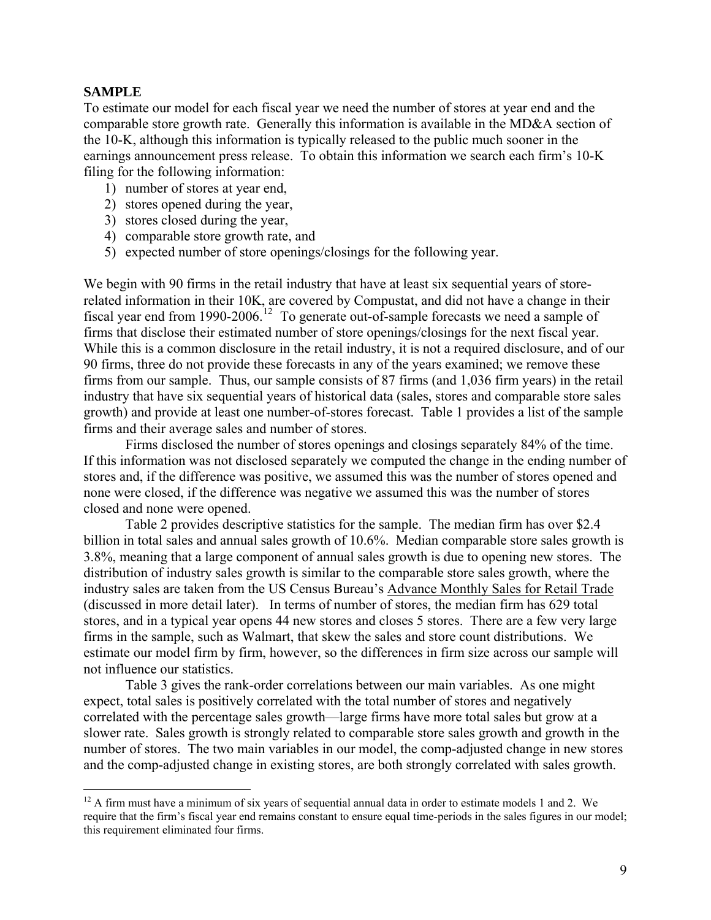## SAMPLE

To estimate our model for each fiscal year we need the number of stores at year end and the comparable store growth rate. Generally this information is available in the MD&A section of the 10-K, although this information is typically released to the public much sooner in the earnings announcement press release. To obtain this information we search each firm's 10-K filing for the following information:

1) number of stores at year end,
2) stores opened during the year,
3) stores closed during the year,
4) comparable store growth rate, and
5) expected number of store openings/closings for the following year.

We begin with 90 firms in the retail industry that have at least six sequential years of store-related information in their 10K, are covered by Compustat, and did not have a change in their fiscal year end from 1990-2006.[12] To generate out-of-sample forecasts we need a sample of firms that disclose their estimated number of store openings/closings for the next fiscal year. While this is a common disclosure in the retail industry, it is not a required disclosure, and of our 90 firms, three do not provide these forecasts in any of the years examined; we remove these firms from our sample. Thus, our sample consists of 87 firms (and 1,036 firm years) in the retail industry that have six sequential years of historical data (sales, stores and comparable store sales growth) and provide at least one number-of-stores forecast. Table 1 provides a list of the sample firms and their average sales and number of stores.

Firms disclosed the number of stores openings and closings separately 84% of the time. If this information was not disclosed separately we computed the change in the ending number of stores and, if the difference was positive, we assumed this was the number of stores opened and none were closed, if the difference was negative we assumed this was the number of stores closed and none were opened.

Table 2 provides descriptive statistics for the sample. The median firm has over \$2.4 billion in total sales and annual sales growth of 10.6%. Median comparable store sales growth is 3.8%, meaning that a large component of annual sales growth is due to opening new stores. The distribution of industry sales growth is similar to the comparable store sales growth, where the industry sales are taken from the US Census Bureau's Advance Monthly Sales for Retail Trade (discussed in more detail later). In terms of number of stores, the median firm has 629 total stores, and in a typical year opens 44 new stores and closes 5 stores. There are a few very large firms in the sample, such as Walmart, that skew the sales and store count distributions. We estimate our model firm by firm, however, so the differences in firm size across our sample will not influence our statistics.

Table 3 gives the rank-order correlations between our main variables. As one might expect, total sales is positively correlated with the total number of stores and negatively correlated with the percentage sales growth—large firms have more total sales but grow at a slower rate. Sales growth is strongly related to comparable store sales growth and growth in the number of stores. The two main variables in our model, the comp-adjusted change in new stores and the comp-adjusted change in existing stores, are both strongly correlated with sales growth.

[12] A firm must have a minimum of six years of sequential annual data in order to estimate models 1 and 2. We require that the firm's fiscal year end remains constant to ensure equal time-periods in the sales figures in our model; this requirement eliminated four firms.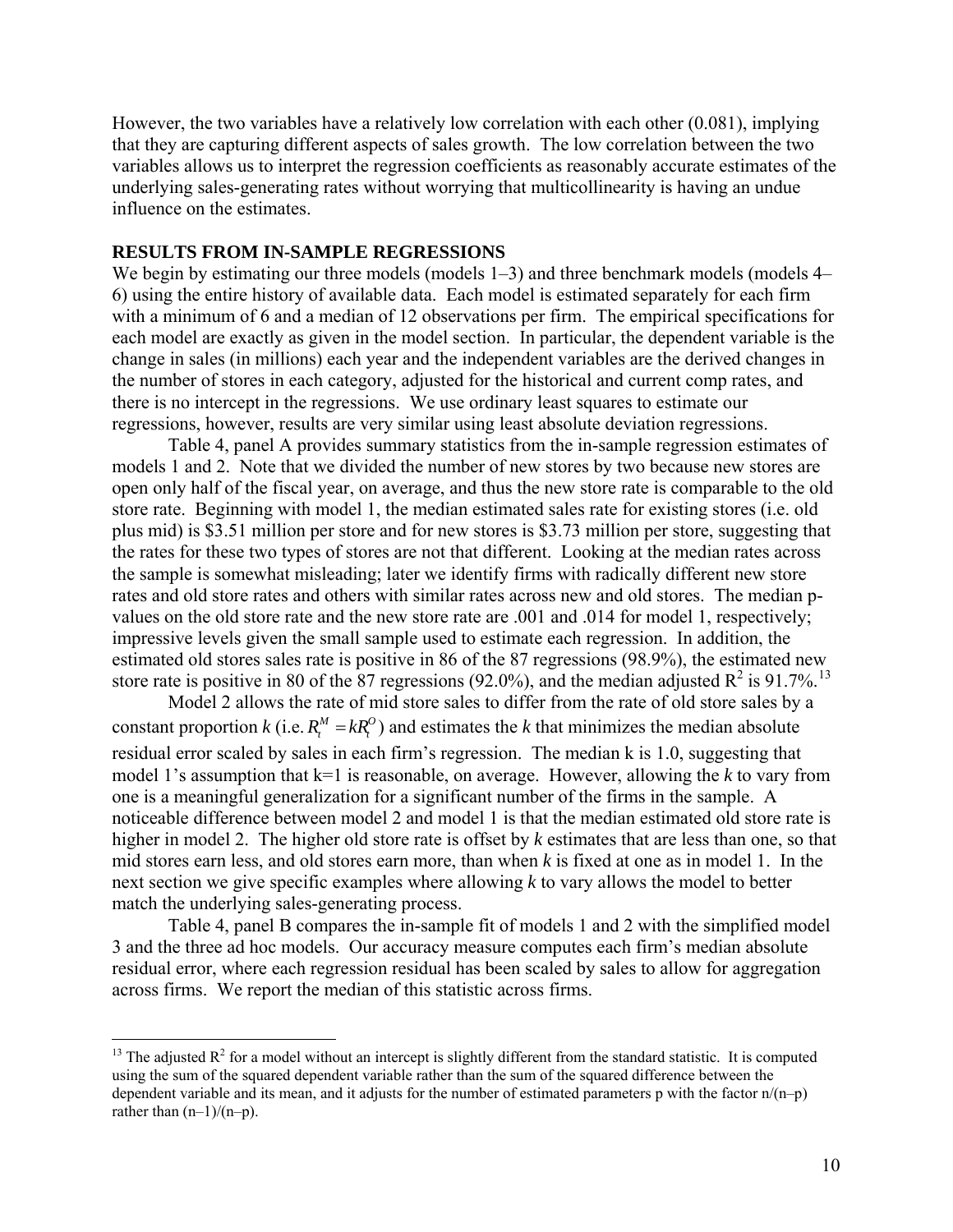However, the two variables have a relatively low correlation with each other (0.081), implying that they are capturing different aspects of sales growth. The low correlation between the two variables allows us to interpret the regression coefficients as reasonably accurate estimates of the underlying sales-generating rates without worrying that multicollinearity is having an undue influence on the estimates.

## RESULTS FROM IN-SAMPLE REGRESSIONS

We begin by estimating our three models (models 1–3) and three benchmark models (models 4–6) using the entire history of available data. Each model is estimated separately for each firm with a minimum of 6 and a median of 12 observations per firm. The empirical specifications for each model are exactly as given in the model section. In particular, the dependent variable is the change in sales (in millions) each year and the independent variables are the derived changes in the number of stores in each category, adjusted for the historical and current comp rates, and there is no intercept in the regressions. We use ordinary least squares to estimate our regressions, however, results are very similar using least absolute deviation regressions.

Table 4, panel A provides summary statistics from the in-sample regression estimates of models 1 and 2. Note that we divided the number of new stores by two because new stores are open only half of the fiscal year, on average, and thus the new store rate is comparable to the old store rate. Beginning with model 1, the median estimated sales rate for existing stores (i.e. old plus mid) is \$3.51 million per store and for new stores is \$3.73 million per store, suggesting that the rates for these two types of stores are not that different. Looking at the median rates across the sample is somewhat misleading; later we identify firms with radically different new store rates and old store rates and others with similar rates across new and old stores. The median p-values on the old store rate and the new store rate are .001 and .014 for model 1, respectively; impressive levels given the small sample used to estimate each regression. In addition, the estimated old stores sales rate is positive in 86 of the 87 regressions (98.9%), the estimated new store rate is positive in 80 of the 87 regressions (92.0%), and the median adjusted $R^2$ is 91.7%.[13]

Model 2 allows the rate of mid store sales to differ from the rate of old store sales by a constant proportion *k* (i.e. $R_t^M = kR_t^O$) and estimates the *k* that minimizes the median absolute residual error scaled by sales in each firm's regression. The median k is 1.0, suggesting that model 1's assumption that k=1 is reasonable, on average. However, allowing the *k* to vary from one is a meaningful generalization for a significant number of the firms in the sample. A noticeable difference between model 2 and model 1 is that the median estimated old store rate is higher in model 2. The higher old store rate is offset by *k* estimates that are less than one, so that mid stores earn less, and old stores earn more, than when *k* is fixed at one as in model 1. In the next section we give specific examples where allowing *k* to vary allows the model to better match the underlying sales-generating process.

Table 4, panel B compares the in-sample fit of models 1 and 2 with the simplified model 3 and the three ad hoc models. Our accuracy measure computes each firm's median absolute residual error, where each regression residual has been scaled by sales to allow for aggregation across firms. We report the median of this statistic across firms.

---

[13] The adjusted $R^2$ for a model without an intercept is slightly different from the standard statistic. It is computed using the sum of the squared dependent variable rather than the sum of the squared difference between the dependent variable and its mean, and it adjusts for the number of estimated parameters p with the factor $n/(n–p)$ rather than $(n–1)/(n–p)$.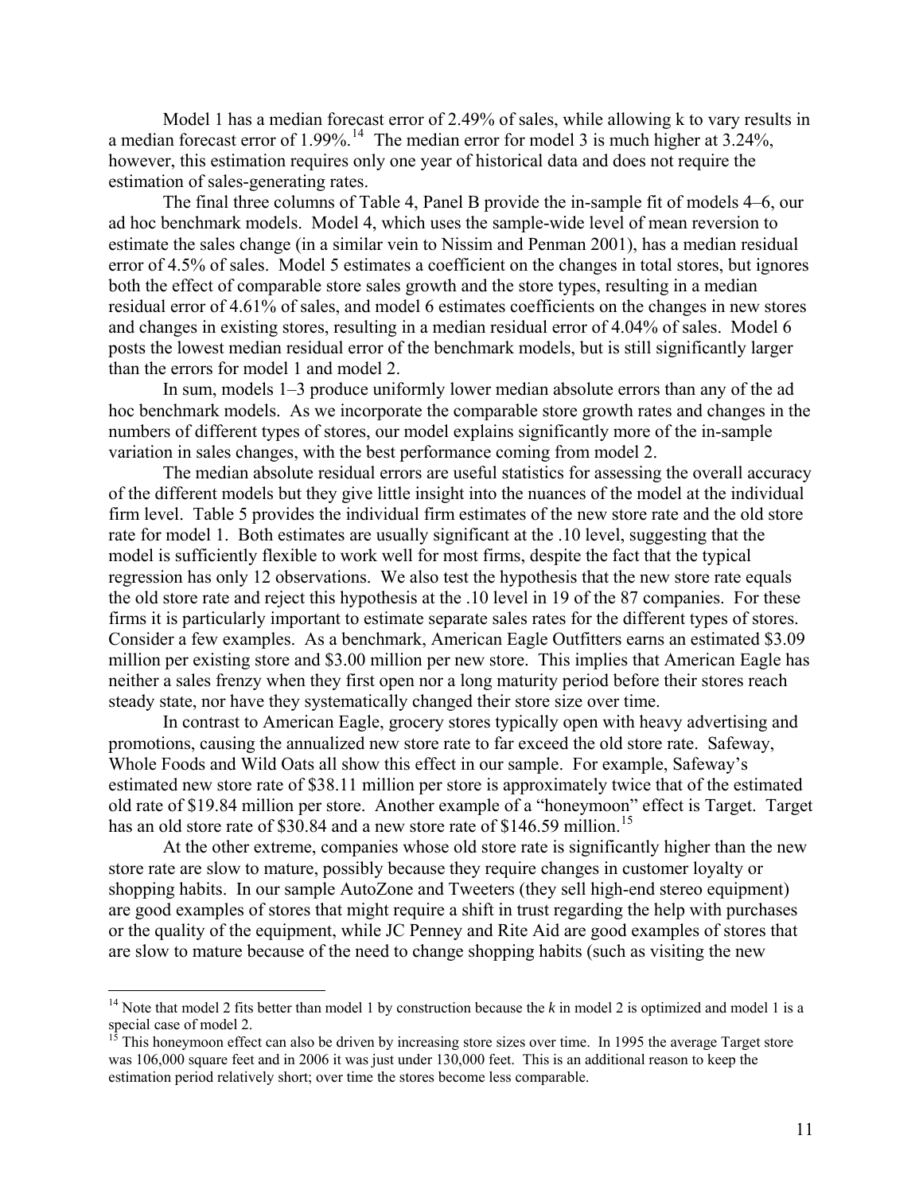Model 1 has a median forecast error of 2.49% of sales, while allowing k to vary results in a median forecast error of 1.99%.[14] The median error for model 3 is much higher at 3.24%, however, this estimation requires only one year of historical data and does not require the estimation of sales-generating rates.

The final three columns of Table 4, Panel B provide the in-sample fit of models 4–6, our ad hoc benchmark models. Model 4, which uses the sample-wide level of mean reversion to estimate the sales change (in a similar vein to Nissim and Penman 2001), has a median residual error of 4.5% of sales. Model 5 estimates a coefficient on the changes in total stores, but ignores both the effect of comparable store sales growth and the store types, resulting in a median residual error of 4.61% of sales, and model 6 estimates coefficients on the changes in new stores and changes in existing stores, resulting in a median residual error of 4.04% of sales. Model 6 posts the lowest median residual error of the benchmark models, but is still significantly larger than the errors for model 1 and model 2.

In sum, models 1–3 produce uniformly lower median absolute errors than any of the ad hoc benchmark models. As we incorporate the comparable store growth rates and changes in the numbers of different types of stores, our model explains significantly more of the in-sample variation in sales changes, with the best performance coming from model 2.

The median absolute residual errors are useful statistics for assessing the overall accuracy of the different models but they give little insight into the nuances of the model at the individual firm level. Table 5 provides the individual firm estimates of the new store rate and the old store rate for model 1. Both estimates are usually significant at the .10 level, suggesting that the model is sufficiently flexible to work well for most firms, despite the fact that the typical regression has only 12 observations. We also test the hypothesis that the new store rate equals the old store rate and reject this hypothesis at the .10 level in 19 of the 87 companies. For these firms it is particularly important to estimate separate sales rates for the different types of stores. Consider a few examples. As a benchmark, American Eagle Outfitters earns an estimated $3.09 million per existing store and $3.00 million per new store. This implies that American Eagle has neither a sales frenzy when they first open nor a long maturity period before their stores reach steady state, nor have they systematically changed their store size over time.

In contrast to American Eagle, grocery stores typically open with heavy advertising and promotions, causing the annualized new store rate to far exceed the old store rate. Safeway, Whole Foods and Wild Oats all show this effect in our sample. For example, Safeway's estimated new store rate of $38.11 million per store is approximately twice that of the estimated old rate of $19.84 million per store. Another example of a "honeymoon" effect is Target. Target has an old store rate of $30.84 and a new store rate of $146.59 million.[15]

At the other extreme, companies whose old store rate is significantly higher than the new store rate are slow to mature, possibly because they require changes in customer loyalty or shopping habits. In our sample AutoZone and Tweeters (they sell high-end stereo equipment) are good examples of stores that might require a shift in trust regarding the help with purchases or the quality of the equipment, while JC Penney and Rite Aid are good examples of stores that are slow to mature because of the need to change shopping habits (such as visiting the new

---

[14] Note that model 2 fits better than model 1 by construction because the *k* in model 2 is optimized and model 1 is a special case of model 2.

[15] This honeymoon effect can also be driven by increasing store sizes over time. In 1995 the average Target store was 106,000 square feet and in 2006 it was just under 130,000 feet. This is an additional reason to keep the estimation period relatively short; over time the stores become less comparable.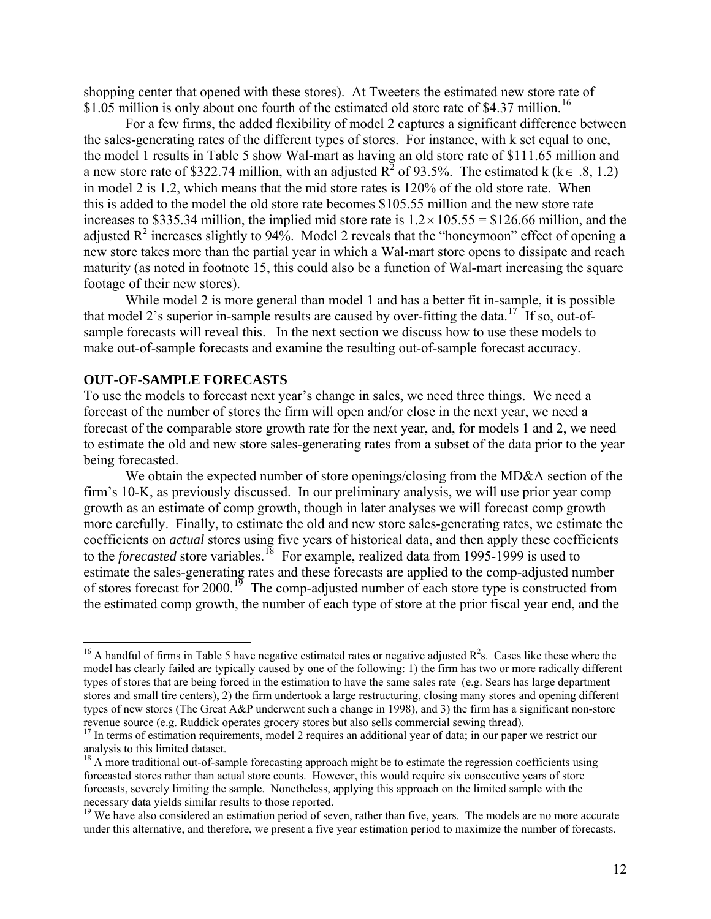shopping center that opened with these stores). At Tweeters the estimated new store rate of \$1.05 million is only about one fourth of the estimated old store rate of \$4.37 million.[16]

For a few firms, the added flexibility of model 2 captures a significant difference between the sales-generating rates of the different types of stores. For instance, with k set equal to one, the model 1 results in Table 5 show Wal-mart as having an old store rate of \$111.65 million and a new store rate of \$322.74 million, with an adjusted $R^2$ of 93.5%. The estimated k ($k \in .8, 1.2$) in model 2 is 1.2, which means that the mid store rates is 120% of the old store rate. When this is added to the model the old store rate becomes \$105.55 million and the new store rate increases to \$335.34 million, the implied mid store rate is $1.2 \times 105.55 = \$126.66$ million, and the adjusted $R^2$ increases slightly to 94%. Model 2 reveals that the "honeymoon" effect of opening a new store takes more than the partial year in which a Wal-mart store opens to dissipate and reach maturity (as noted in footnote 15, this could also be a function of Wal-mart increasing the square footage of their new stores).

While model 2 is more general than model 1 and has a better fit in-sample, it is possible that model 2's superior in-sample results are caused by over-fitting the data.[17] If so, out-of-sample forecasts will reveal this. In the next section we discuss how to use these models to make out-of-sample forecasts and examine the resulting out-of-sample forecast accuracy.

## OUT-OF-SAMPLE FORECASTS

To use the models to forecast next year's change in sales, we need three things. We need a forecast of the number of stores the firm will open and/or close in the next year, we need a forecast of the comparable store growth rate for the next year, and, for models 1 and 2, we need to estimate the old and new store sales-generating rates from a subset of the data prior to the year being forecasted.

We obtain the expected number of store openings/closing from the MD&A section of the firm's 10-K, as previously discussed. In our preliminary analysis, we will use prior year comp growth as an estimate of comp growth, though in later analyses we will forecast comp growth more carefully. Finally, to estimate the old and new store sales-generating rates, we estimate the coefficients on *actual* stores using five years of historical data, and then apply these coefficients to the *forecasted* store variables.[18] For example, realized data from 1995-1999 is used to estimate the sales-generating rates and these forecasts are applied to the comp-adjusted number of stores forecast for 2000.[19] The comp-adjusted number of each store type is constructed from the estimated comp growth, the number of each type of store at the prior fiscal year end, and the

---

[16] A handful of firms in Table 5 have negative estimated rates or negative adjusted $R^2$s. Cases like these where the model has clearly failed are typically caused by one of the following: 1) the firm has two or more radically different types of stores that are being forced in the estimation to have the same sales rate (e.g. Sears has large department stores and small tire centers), 2) the firm undertook a large restructuring, closing many stores and opening different types of new stores (The Great A&P underwent such a change in 1998), and 3) the firm has a significant non-store revenue source (e.g. Ruddick operates grocery stores but also sells commercial sewing thread).

[17] In terms of estimation requirements, model 2 requires an additional year of data; in our paper we restrict our analysis to this limited dataset.

[18] A more traditional out-of-sample forecasting approach might be to estimate the regression coefficients using forecasted stores rather than actual store counts. However, this would require six consecutive years of store forecasts, severely limiting the sample. Nonetheless, applying this approach on the limited sample with the necessary data yields similar results to those reported.

[19] We have also considered an estimation period of seven, rather than five, years. The models are no more accurate under this alternative, and therefore, we present a five year estimation period to maximize the number of forecasts.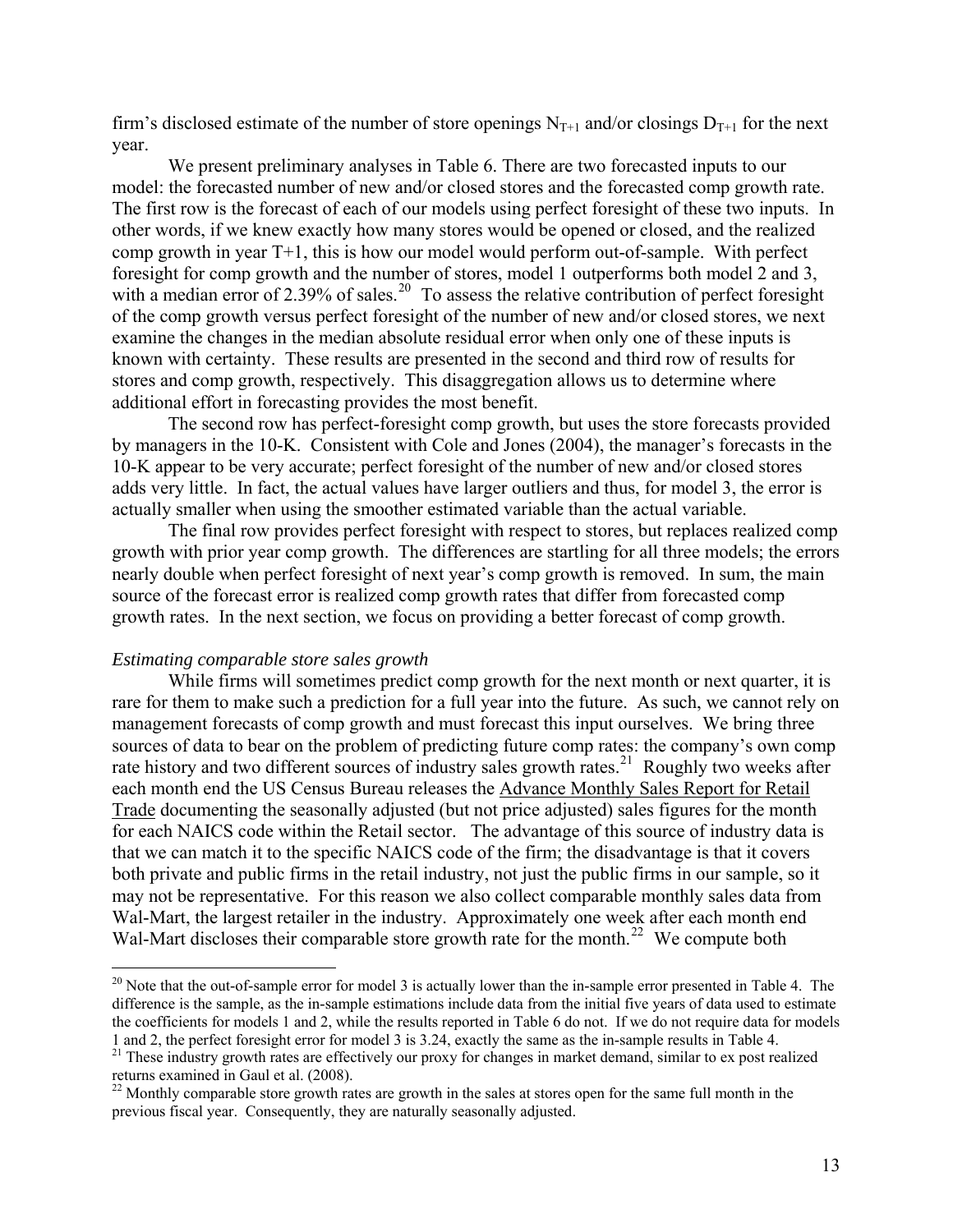firm's disclosed estimate of the number of store openings $N_{T+1}$ and/or closings $D_{T+1}$ for the next year.

We present preliminary analyses in Table 6. There are two forecasted inputs to our model: the forecasted number of new and/or closed stores and the forecasted comp growth rate. The first row is the forecast of each of our models using perfect foresight of these two inputs. In other words, if we knew exactly how many stores would be opened or closed, and the realized comp growth in year T+1, this is how our model would perform out-of-sample. With perfect foresight for comp growth and the number of stores, model 1 outperforms both model 2 and 3, with a median error of 2.39% of sales.[20] To assess the relative contribution of perfect foresight of the comp growth versus perfect foresight of the number of new and/or closed stores, we next examine the changes in the median absolute residual error when only one of these inputs is known with certainty. These results are presented in the second and third row of results for stores and comp growth, respectively. This disaggregation allows us to determine where additional effort in forecasting provides the most benefit.

The second row has perfect-foresight comp growth, but uses the store forecasts provided by managers in the 10-K. Consistent with Cole and Jones (2004), the manager's forecasts in the 10-K appear to be very accurate; perfect foresight of the number of new and/or closed stores adds very little. In fact, the actual values have larger outliers and thus, for model 3, the error is actually smaller when using the smoother estimated variable than the actual variable.

The final row provides perfect foresight with respect to stores, but replaces realized comp growth with prior year comp growth. The differences are startling for all three models; the errors nearly double when perfect foresight of next year's comp growth is removed. In sum, the main source of the forecast error is realized comp growth rates that differ from forecasted comp growth rates. In the next section, we focus on providing a better forecast of comp growth.

*Estimating comparable store sales growth*

While firms will sometimes predict comp growth for the next month or next quarter, it is rare for them to make such a prediction for a full year into the future. As such, we cannot rely on management forecasts of comp growth and must forecast this input ourselves. We bring three sources of data to bear on the problem of predicting future comp rates: the company's own comp rate history and two different sources of industry sales growth rates.[21] Roughly two weeks after each month end the US Census Bureau releases the Advance Monthly Sales Report for Retail Trade documenting the seasonally adjusted (but not price adjusted) sales figures for the month for each NAICS code within the Retail sector. The advantage of this source of industry data is that we can match it to the specific NAICS code of the firm; the disadvantage is that it covers both private and public firms in the retail industry, not just the public firms in our sample, so it may not be representative. For this reason we also collect comparable monthly sales data from Wal-Mart, the largest retailer in the industry. Approximately one week after each month end Wal-Mart discloses their comparable store growth rate for the month.[22] We compute both

[20] Note that the out-of-sample error for model 3 is actually lower than the in-sample error presented in Table 4. The difference is the sample, as the in-sample estimations include data from the initial five years of data used to estimate the coefficients for models 1 and 2, while the results reported in Table 6 do not. If we do not require data for models 1 and 2, the perfect foresight error for model 3 is 3.24, exactly the same as the in-sample results in Table 4.

[21] These industry growth rates are effectively our proxy for changes in market demand, similar to ex post realized returns examined in Gaul et al. (2008).

[22] Monthly comparable store growth rates are growth in the sales at stores open for the same full month in the previous fiscal year. Consequently, they are naturally seasonally adjusted.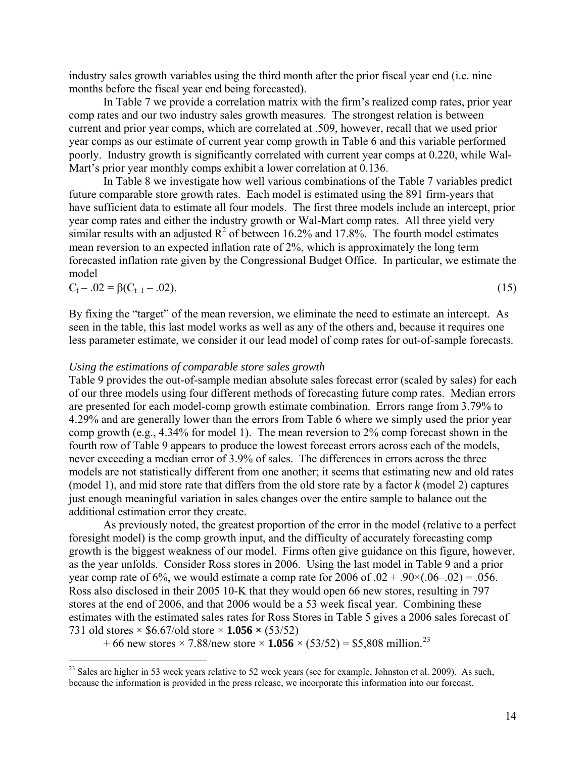industry sales growth variables using the third month after the prior fiscal year end (i.e. nine months before the fiscal year end being forecasted).

In Table 7 we provide a correlation matrix with the firm's realized comp rates, prior year comp rates and our two industry sales growth measures. The strongest relation is between current and prior year comps, which are correlated at .509, however, recall that we used prior year comps as our estimate of current year comp growth in Table 6 and this variable performed poorly. Industry growth is significantly correlated with current year comps at 0.220, while Wal-Mart's prior year monthly comps exhibit a lower correlation at 0.136.

In Table 8 we investigate how well various combinations of the Table 7 variables predict future comparable store growth rates. Each model is estimated using the 891 firm-years that have sufficient data to estimate all four models. The first three models include an intercept, prior year comp rates and either the industry growth or Wal-Mart comp rates. All three yield very similar results with an adjusted $R^2$ of between 16.2% and 17.8%. The fourth model estimates mean reversion to an expected inflation rate of 2%, which is approximately the long term forecasted inflation rate given by the Congressional Budget Office. In particular, we estimate the model

$$C_t - .02 = \beta(C_{t-1} - .02). \tag{15}$$

By fixing the "target" of the mean reversion, we eliminate the need to estimate an intercept. As seen in the table, this last model works as well as any of the others and, because it requires one less parameter estimate, we consider it our lead model of comp rates for out-of-sample forecasts.

*Using the estimations of comparable store sales growth*

Table 9 provides the out-of-sample median absolute sales forecast error (scaled by sales) for each of our three models using four different methods of forecasting future comp rates. Median errors are presented for each model-comp growth estimate combination. Errors range from 3.79% to 4.29% and are generally lower than the errors from Table 6 where we simply used the prior year comp growth (e.g., 4.34% for model 1). The mean reversion to 2% comp forecast shown in the fourth row of Table 9 appears to produce the lowest forecast errors across each of the models, never exceeding a median error of 3.9% of sales. The differences in errors across the three models are not statistically different from one another; it seems that estimating new and old rates (model 1), and mid store rate that differs from the old store rate by a factor *k* (model 2) captures just enough meaningful variation in sales changes over the entire sample to balance out the additional estimation error they create.

As previously noted, the greatest proportion of the error in the model (relative to a perfect foresight model) is the comp growth input, and the difficulty of accurately forecasting comp growth is the biggest weakness of our model. Firms often give guidance on this figure, however, as the year unfolds. Consider Ross stores in 2006. Using the last model in Table 9 and a prior year comp rate of 6%, we would estimate a comp rate for 2006 of $.02 + .90\times(.06-.02) = .056$. Ross also disclosed in their 2005 10-K that they would open 66 new stores, resulting in 797 stores at the end of 2006, and that 2006 would be a 53 week fiscal year. Combining these estimates with the estimated sales rates for Ross Stores in Table 5 gives a 2006 sales forecast of

731 old stores × \$6.67/old store × **1.056 ×** (53/52)

+ 66 new stores × 7.88/new store × **1.056** × (53/52) = \$5,808 million.[23]

[23] Sales are higher in 53 week years relative to 52 week years (see for example, Johnston et al. 2009). As such, because the information is provided in the press release, we incorporate this information into our forecast.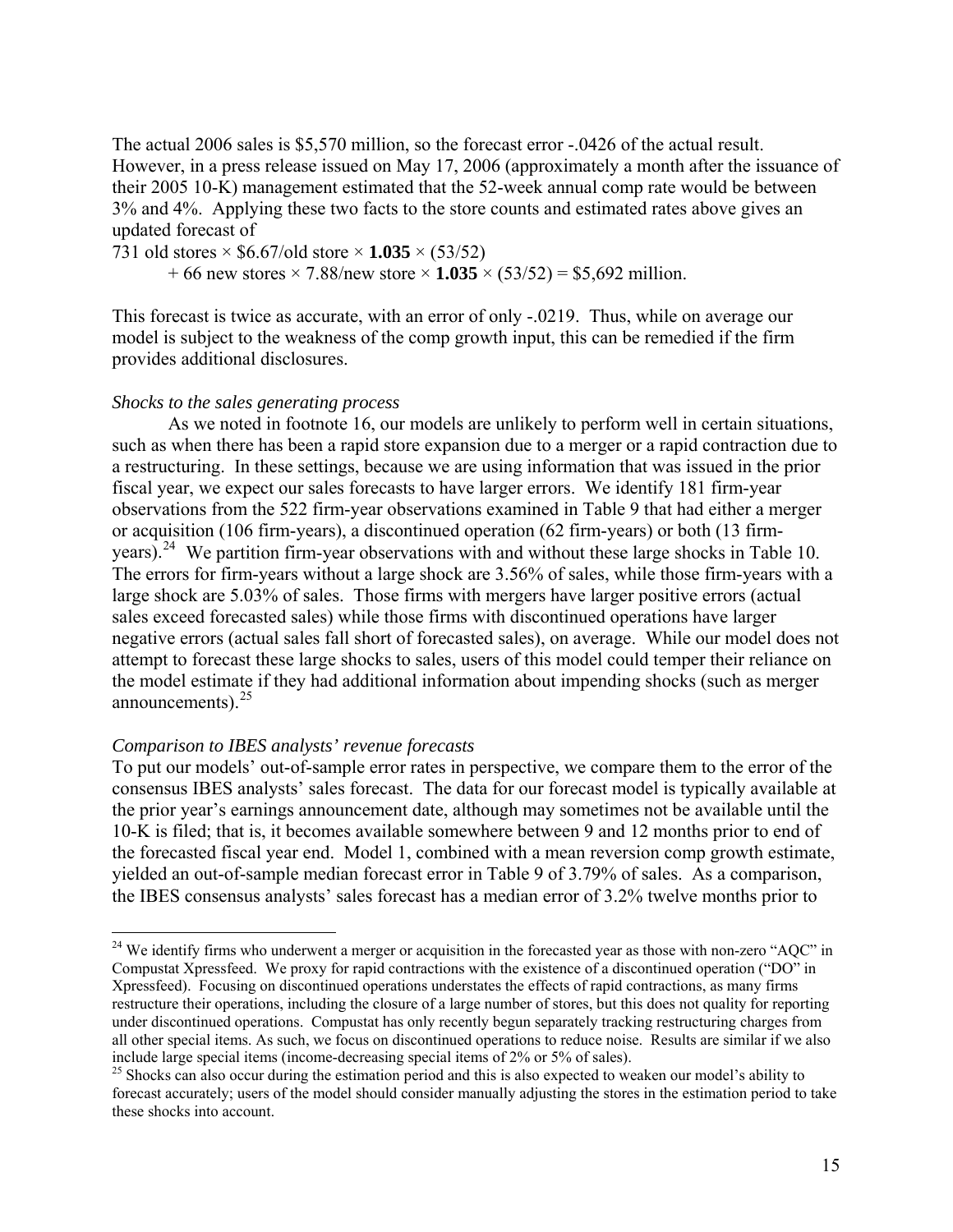The actual 2006 sales is \$5,570 million, so the forecast error -.0426 of the actual result. However, in a press release issued on May 17, 2006 (approximately a month after the issuance of their 2005 10-K) management estimated that the 52-week annual comp rate would be between 3% and 4%. Applying these two facts to the store counts and estimated rates above gives an updated forecast of

731 old stores × \$6.67/old store × **1.035** × (53/52)
+ 66 new stores × 7.88/new store × **1.035** × (53/52) = \$5,692 million.

This forecast is twice as accurate, with an error of only -.0219. Thus, while on average our model is subject to the weakness of the comp growth input, this can be remedied if the firm provides additional disclosures.

*Shocks to the sales generating process*

As we noted in footnote 16, our models are unlikely to perform well in certain situations, such as when there has been a rapid store expansion due to a merger or a rapid contraction due to a restructuring. In these settings, because we are using information that was issued in the prior fiscal year, we expect our sales forecasts to have larger errors. We identify 181 firm-year observations from the 522 firm-year observations examined in Table 9 that had either a merger or acquisition (106 firm-years), a discontinued operation (62 firm-years) or both (13 firm-years).[24] We partition firm-year observations with and without these large shocks in Table 10. The errors for firm-years without a large shock are 3.56% of sales, while those firm-years with a large shock are 5.03% of sales. Those firms with mergers have larger positive errors (actual sales exceed forecasted sales) while those firms with discontinued operations have larger negative errors (actual sales fall short of forecasted sales), on average. While our model does not attempt to forecast these large shocks to sales, users of this model could temper their reliance on the model estimate if they had additional information about impending shocks (such as merger announcements).[25]

*Comparison to IBES analysts' revenue forecasts*

To put our models' out-of-sample error rates in perspective, we compare them to the error of the consensus IBES analysts' sales forecast. The data for our forecast model is typically available at the prior year's earnings announcement date, although may sometimes not be available until the 10-K is filed; that is, it becomes available somewhere between 9 and 12 months prior to end of the forecasted fiscal year end. Model 1, combined with a mean reversion comp growth estimate, yielded an out-of-sample median forecast error in Table 9 of 3.79% of sales. As a comparison, the IBES consensus analysts' sales forecast has a median error of 3.2% twelve months prior to

---

[24] We identify firms who underwent a merger or acquisition in the forecasted year as those with non-zero "AQC" in Compustat Xpressfeed. We proxy for rapid contractions with the existence of a discontinued operation ("DO" in Xpressfeed). Focusing on discontinued operations understates the effects of rapid contractions, as many firms restructure their operations, including the closure of a large number of stores, but this does not quality for reporting under discontinued operations. Compustat has only recently begun separately tracking restructuring charges from all other special items. As such, we focus on discontinued operations to reduce noise. Results are similar if we also include large special items (income-decreasing special items of 2% or 5% of sales).

[25] Shocks can also occur during the estimation period and this is also expected to weaken our model's ability to forecast accurately; users of the model should consider manually adjusting the stores in the estimation period to take these shocks into account.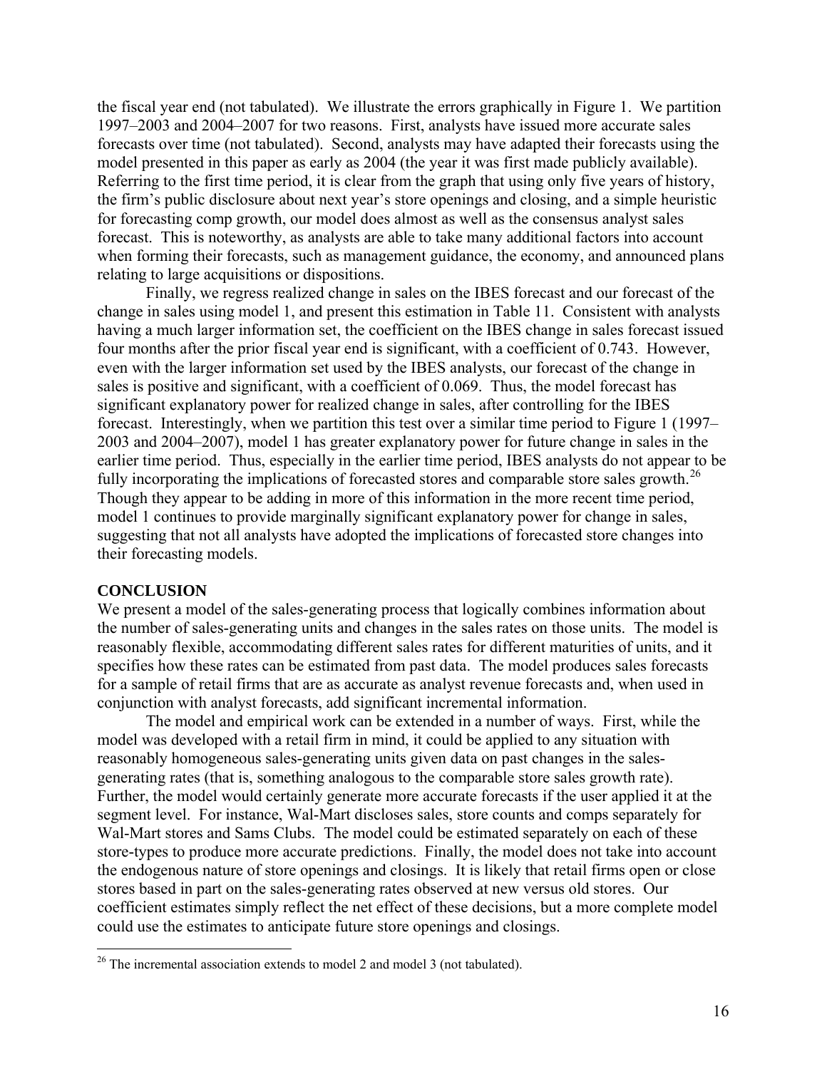the fiscal year end (not tabulated). We illustrate the errors graphically in Figure 1. We partition 1997–2003 and 2004–2007 for two reasons. First, analysts have issued more accurate sales forecasts over time (not tabulated). Second, analysts may have adapted their forecasts using the model presented in this paper as early as 2004 (the year it was first made publicly available). Referring to the first time period, it is clear from the graph that using only five years of history, the firm's public disclosure about next year's store openings and closing, and a simple heuristic for forecasting comp growth, our model does almost as well as the consensus analyst sales forecast. This is noteworthy, as analysts are able to take many additional factors into account when forming their forecasts, such as management guidance, the economy, and announced plans relating to large acquisitions or dispositions.

Finally, we regress realized change in sales on the IBES forecast and our forecast of the change in sales using model 1, and present this estimation in Table 11. Consistent with analysts having a much larger information set, the coefficient on the IBES change in sales forecast issued four months after the prior fiscal year end is significant, with a coefficient of 0.743. However, even with the larger information set used by the IBES analysts, our forecast of the change in sales is positive and significant, with a coefficient of 0.069. Thus, the model forecast has significant explanatory power for realized change in sales, after controlling for the IBES forecast. Interestingly, when we partition this test over a similar time period to Figure 1 (1997–2003 and 2004–2007), model 1 has greater explanatory power for future change in sales in the earlier time period. Thus, especially in the earlier time period, IBES analysts do not appear to be fully incorporating the implications of forecasted stores and comparable store sales growth.[26] Though they appear to be adding in more of this information in the more recent time period, model 1 continues to provide marginally significant explanatory power for change in sales, suggesting that not all analysts have adopted the implications of forecasted store changes into their forecasting models.

## CONCLUSION

We present a model of the sales-generating process that logically combines information about the number of sales-generating units and changes in the sales rates on those units. The model is reasonably flexible, accommodating different sales rates for different maturities of units, and it specifies how these rates can be estimated from past data. The model produces sales forecasts for a sample of retail firms that are as accurate as analyst revenue forecasts and, when used in conjunction with analyst forecasts, add significant incremental information.

The model and empirical work can be extended in a number of ways. First, while the model was developed with a retail firm in mind, it could be applied to any situation with reasonably homogeneous sales-generating units given data on past changes in the sales-generating rates (that is, something analogous to the comparable store sales growth rate). Further, the model would certainly generate more accurate forecasts if the user applied it at the segment level. For instance, Wal-Mart discloses sales, store counts and comps separately for Wal-Mart stores and Sams Clubs. The model could be estimated separately on each of these store-types to produce more accurate predictions. Finally, the model does not take into account the endogenous nature of store openings and closings. It is likely that retail firms open or close stores based in part on the sales-generating rates observed at new versus old stores. Our coefficient estimates simply reflect the net effect of these decisions, but a more complete model could use the estimates to anticipate future store openings and closings.

---

[26] The incremental association extends to model 2 and model 3 (not tabulated).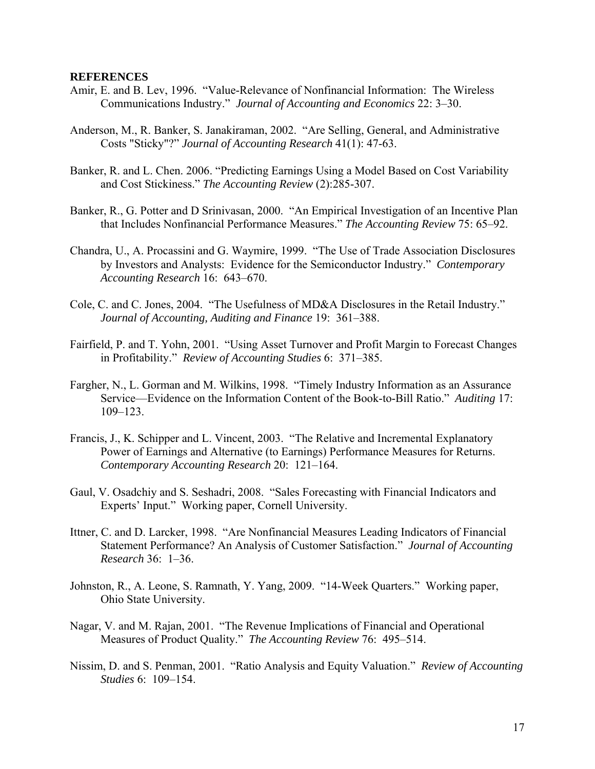**REFERENCES**

Amir, E. and B. Lev, 1996. "Value-Relevance of Nonfinancial Information: The Wireless Communications Industry." *Journal of Accounting and Economics* 22: 3–30.

Anderson, M., R. Banker, S. Janakiraman, 2002. "Are Selling, General, and Administrative Costs "Sticky"?" *Journal of Accounting Research* 41(1): 47-63.

Banker, R. and L. Chen. 2006. "Predicting Earnings Using a Model Based on Cost Variability and Cost Stickiness." *The Accounting Review* (2):285-307.

Banker, R., G. Potter and D Srinivasan, 2000. "An Empirical Investigation of an Incentive Plan that Includes Nonfinancial Performance Measures." *The Accounting Review* 75: 65–92.

Chandra, U., A. Procassini and G. Waymire, 1999. "The Use of Trade Association Disclosures by Investors and Analysts: Evidence for the Semiconductor Industry." *Contemporary Accounting Research* 16: 643–670.

Cole, C. and C. Jones, 2004. "The Usefulness of MD&A Disclosures in the Retail Industry." *Journal of Accounting, Auditing and Finance* 19: 361–388.

Fairfield, P. and T. Yohn, 2001. "Using Asset Turnover and Profit Margin to Forecast Changes in Profitability." *Review of Accounting Studies* 6: 371–385.

Fargher, N., L. Gorman and M. Wilkins, 1998. "Timely Industry Information as an Assurance Service—Evidence on the Information Content of the Book-to-Bill Ratio." *Auditing* 17: 109–123.

Francis, J., K. Schipper and L. Vincent, 2003. "The Relative and Incremental Explanatory Power of Earnings and Alternative (to Earnings) Performance Measures for Returns. *Contemporary Accounting Research* 20: 121–164.

Gaul, V. Osadchiy and S. Seshadri, 2008. "Sales Forecasting with Financial Indicators and Experts' Input." Working paper, Cornell University.

Ittner, C. and D. Larcker, 1998. "Are Nonfinancial Measures Leading Indicators of Financial Statement Performance? An Analysis of Customer Satisfaction." *Journal of Accounting Research* 36: 1–36.

Johnston, R., A. Leone, S. Ramnath, Y. Yang, 2009. "14-Week Quarters." Working paper, Ohio State University.

Nagar, V. and M. Rajan, 2001. "The Revenue Implications of Financial and Operational Measures of Product Quality." *The Accounting Review* 76: 495–514.

Nissim, D. and S. Penman, 2001. "Ratio Analysis and Equity Valuation." *Review of Accounting Studies* 6: 109–154.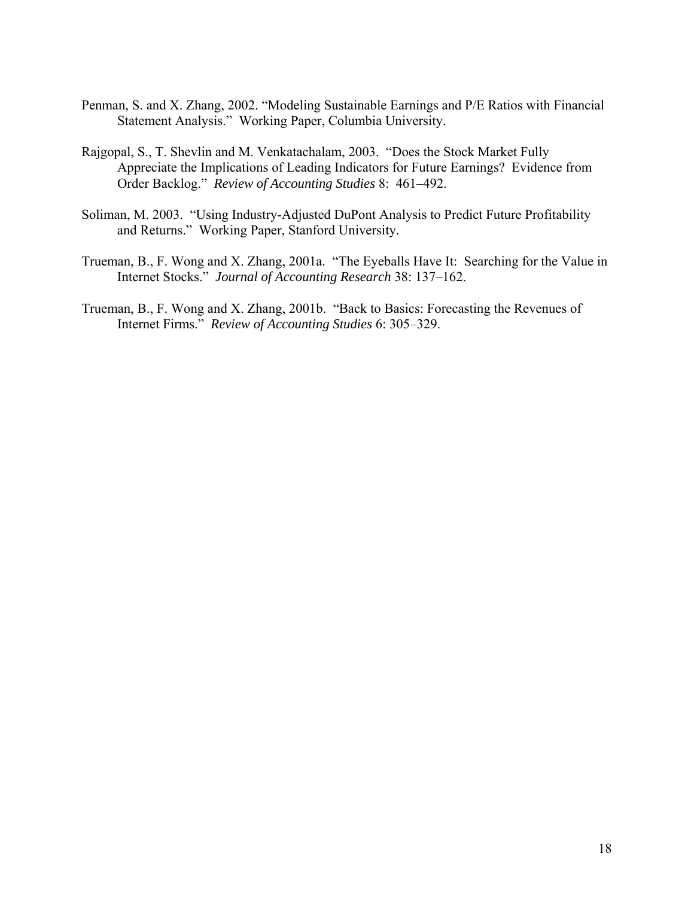Penman, S. and X. Zhang, 2002. "Modeling Sustainable Earnings and P/E Ratios with Financial Statement Analysis." Working Paper, Columbia University.

Rajgopal, S., T. Shevlin and M. Venkatachalam, 2003. "Does the Stock Market Fully Appreciate the Implications of Leading Indicators for Future Earnings? Evidence from Order Backlog." *Review of Accounting Studies* 8: 461–492.

Soliman, M. 2003. "Using Industry-Adjusted DuPont Analysis to Predict Future Profitability and Returns." Working Paper, Stanford University.

Trueman, B., F. Wong and X. Zhang, 2001a. "The Eyeballs Have It: Searching for the Value in Internet Stocks." *Journal of Accounting Research* 38: 137–162.

Trueman, B., F. Wong and X. Zhang, 2001b. "Back to Basics: Forecasting the Revenues of Internet Firms." *Review of Accounting Studies* 6: 305–329.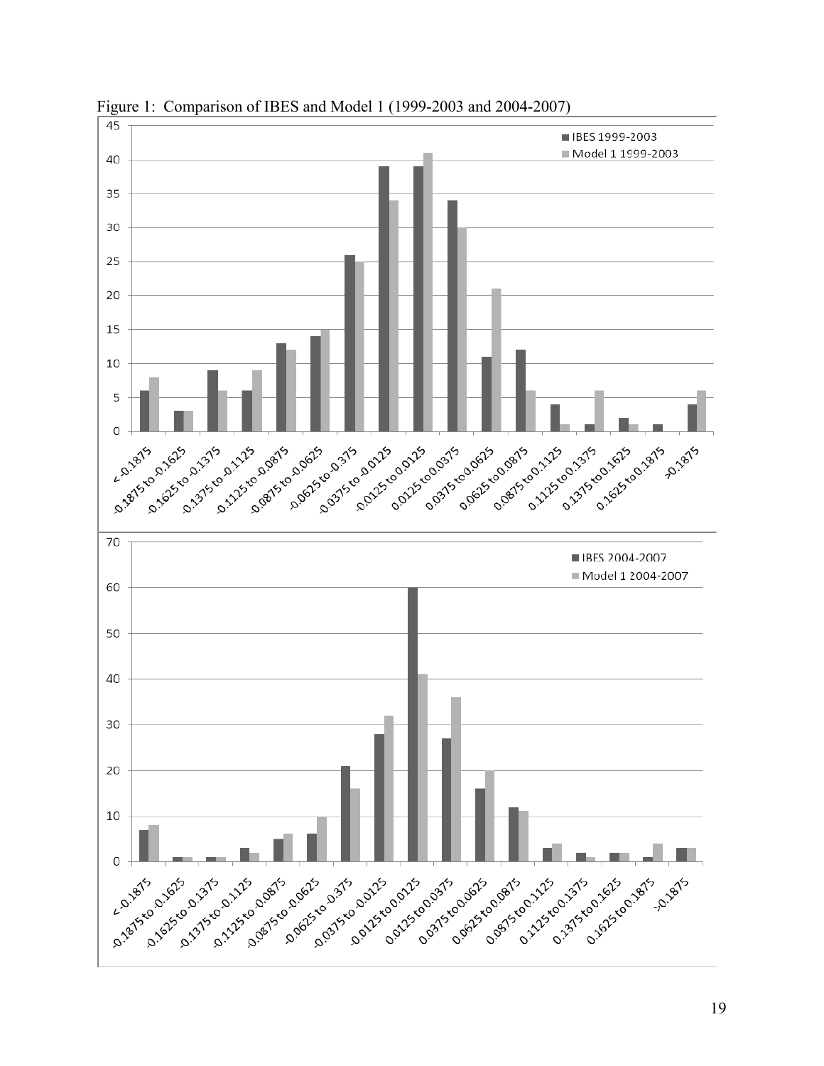Figure 1: Comparison of IBES and Model 1 (1999-2003 and 2004-2007)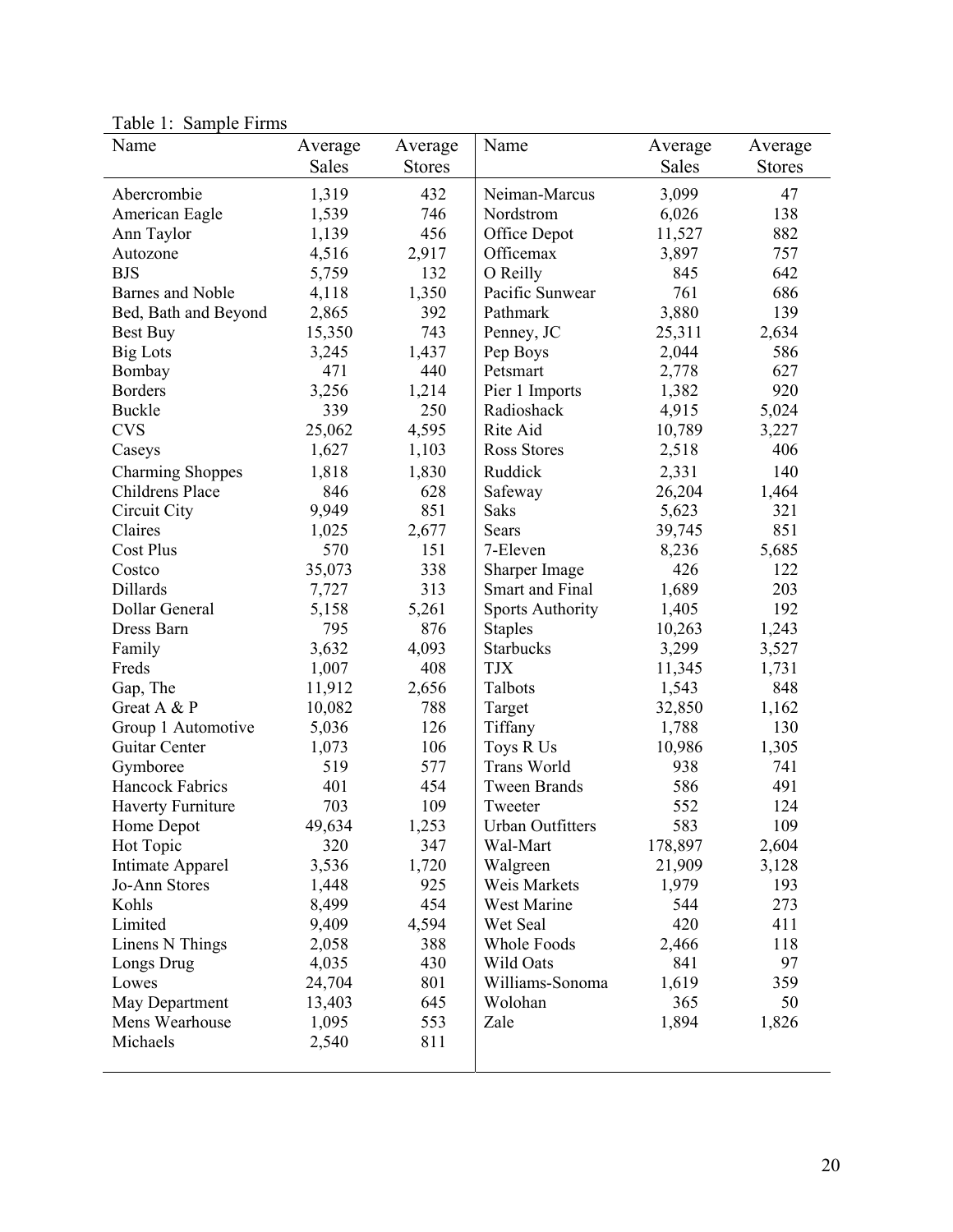Table 1: Sample Firms

| Name | Average Sales | Average Stores | Name | Average Sales | Average Stores |
|---|---|---|---|---|---|
| Abercrombie | 1,319 | 432 | Neiman-Marcus | 3,099 | 47 |
| American Eagle | 1,539 | 746 | Nordstrom | 6,026 | 138 |
| Ann Taylor | 1,139 | 456 | Office Depot | 11,527 | 882 |
| Autozone | 4,516 | 2,917 | Officemax | 3,897 | 757 |
| BJS | 5,759 | 132 | O Reilly | 845 | 642 |
| Barnes and Noble | 4,118 | 1,350 | Pacific Sunwear | 761 | 686 |
| Bed, Bath and Beyond | 2,865 | 392 | Pathmark | 3,880 | 139 |
| Best Buy | 15,350 | 743 | Penney, JC | 25,311 | 2,634 |
| Big Lots | 3,245 | 1,437 | Pep Boys | 2,044 | 586 |
| Bombay | 471 | 440 | Petsmart | 2,778 | 627 |
| Borders | 3,256 | 1,214 | Pier 1 Imports | 1,382 | 920 |
| Buckle | 339 | 250 | Radioshack | 4,915 | 5,024 |
| CVS | 25,062 | 4,595 | Rite Aid | 10,789 | 3,227 |
| Caseys | 1,627 | 1,103 | Ross Stores | 2,518 | 406 |
| Charming Shoppes | 1,818 | 1,830 | Ruddick | 2,331 | 140 |
| Childrens Place | 846 | 628 | Safeway | 26,204 | 1,464 |
| Circuit City | 9,949 | 851 | Saks | 5,623 | 321 |
| Claires | 1,025 | 2,677 | Sears | 39,745 | 851 |
| Cost Plus | 570 | 151 | 7-Eleven | 8,236 | 5,685 |
| Costco | 35,073 | 338 | Sharper Image | 426 | 122 |
| Dillards | 7,727 | 313 | Smart and Final | 1,689 | 203 |
| Dollar General | 5,158 | 5,261 | Sports Authority | 1,405 | 192 |
| Dress Barn | 795 | 876 | Staples | 10,263 | 1,243 |
| Family | 3,632 | 4,093 | Starbucks | 3,299 | 3,527 |
| Freds | 1,007 | 408 | TJX | 11,345 | 1,731 |
| Gap, The | 11,912 | 2,656 | Talbots | 1,543 | 848 |
| Great A & P | 10,082 | 788 | Target | 32,850 | 1,162 |
| Group 1 Automotive | 5,036 | 126 | Tiffany | 1,788 | 130 |
| Guitar Center | 1,073 | 106 | Toys R Us | 10,986 | 1,305 |
| Gymboree | 519 | 577 | Trans World | 938 | 741 |
| Hancock Fabrics | 401 | 454 | Tween Brands | 586 | 491 |
| Haverty Furniture | 703 | 109 | Tweeter | 552 | 124 |
| Home Depot | 49,634 | 1,253 | Urban Outfitters | 583 | 109 |
| Hot Topic | 320 | 347 | Wal-Mart | 178,897 | 2,604 |
| Intimate Apparel | 3,536 | 1,720 | Walgreen | 21,909 | 3,128 |
| Jo-Ann Stores | 1,448 | 925 | Weis Markets | 1,979 | 193 |
| Kohls | 8,499 | 454 | West Marine | 544 | 273 |
| Limited | 9,409 | 4,594 | Wet Seal | 420 | 411 |
| Linens N Things | 2,058 | 388 | Whole Foods | 2,466 | 118 |
| Longs Drug | 4,035 | 430 | Wild Oats | 841 | 97 |
| Lowes | 24,704 | 801 | Williams-Sonoma | 1,619 | 359 |
| May Department | 13,403 | 645 | Wolohan | 365 | 50 |
| Mens Wearhouse | 1,095 | 553 | Zale | 1,894 | 1,826 |
| Michaels | 2,540 | 811 | | | |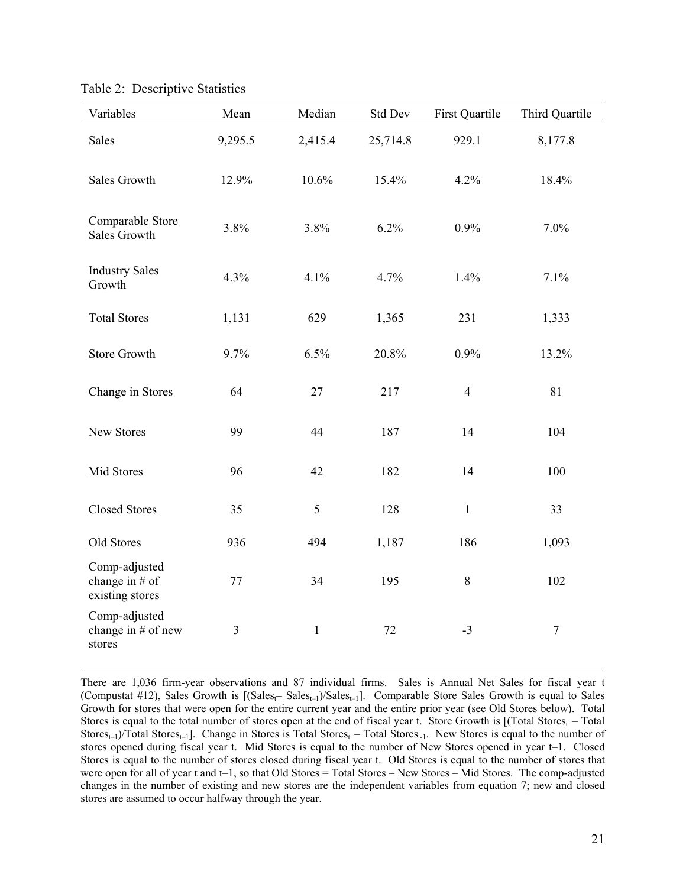Table 2: Descriptive Statistics

| Variables | Mean | Median | Std Dev | First Quartile | Third Quartile |
|---|---|---|---|---|---|
| Sales | 9,295.5 | 2,415.4 | 25,714.8 | 929.1 | 8,177.8 |
| Sales Growth | 12.9% | 10.6% | 15.4% | 4.2% | 18.4% |
| Comparable Store Sales Growth | 3.8% | 3.8% | 6.2% | 0.9% | 7.0% |
| Industry Sales Growth | 4.3% | 4.1% | 4.7% | 1.4% | 7.1% |
| Total Stores | 1,131 | 629 | 1,365 | 231 | 1,333 |
| Store Growth | 9.7% | 6.5% | 20.8% | 0.9% | 13.2% |
| Change in Stores | 64 | 27 | 217 | 4 | 81 |
| New Stores | 99 | 44 | 187 | 14 | 104 |
| Mid Stores | 96 | 42 | 182 | 14 | 100 |
| Closed Stores | 35 | 5 | 128 | 1 | 33 |
| Old Stores | 936 | 494 | 1,187 | 186 | 1,093 |
| Comp-adjusted change in # of existing stores | 77 | 34 | 195 | 8 | 102 |
| Comp-adjusted change in # of new stores | 3 | 1 | 72 | -3 | 7 |

There are 1,036 firm-year observations and 87 individual firms. Sales is Annual Net Sales for fiscal year t (Compustat #12), Sales Growth is $[(Sales_t - Sales_{t-1})/Sales_{t-1}]$. Comparable Store Sales Growth is equal to Sales Growth for stores that were open for the entire current year and the entire prior year (see Old Stores below). Total Stores is equal to the total number of stores open at the end of fiscal year t. Store Growth is $[(Total\ Stores_t - Total\ Stores_{t-1})/Total\ Stores_{t-1}]$. Change in Stores is $Total\ Stores_t - Total\ Stores_{t-1}$. New Stores is equal to the number of stores opened during fiscal year t. Mid Stores is equal to the number of New Stores opened in year t–1. Closed Stores is equal to the number of stores closed during fiscal year t. Old Stores is equal to the number of stores that were open for all of year t and t–1, so that Old Stores = Total Stores – New Stores – Mid Stores. The comp-adjusted changes in the number of existing and new stores are the independent variables from equation 7; new and closed stores are assumed to occur halfway through the year.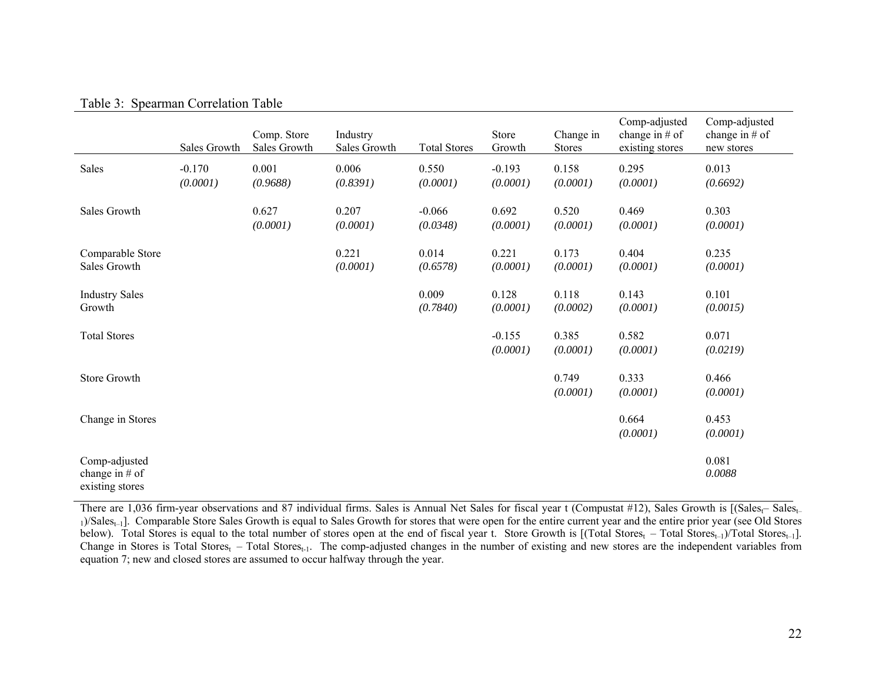Table 3: Spearman Correlation Table

| | Sales Growth | Comp. Store Sales Growth | Industry Sales Growth | Total Stores | Store Growth | Change in Stores | Comp-adjusted change in # of existing stores | Comp-adjusted change in # of new stores |
|---|---|---|---|---|---|---|---|---|
| Sales | -0.170 | 0.001 | 0.006 | 0.550 | -0.193 | 0.158 | 0.295 | 0.013 |
| | *(0.0001)* | *(0.9688)* | *(0.8391)* | *(0.0001)* | *(0.0001)* | *(0.0001)* | *(0.0001)* | *(0.6692)* |
| Sales Growth | | 0.627 | 0.207 | -0.066 | 0.692 | 0.520 | 0.469 | 0.303 |
| | | *(0.0001)* | *(0.0001)* | *(0.0348)* | *(0.0001)* | *(0.0001)* | *(0.0001)* | *(0.0001)* |
| Comparable Store Sales Growth | | | 0.221 | 0.014 | 0.221 | 0.173 | 0.404 | 0.235 |
| | | | *(0.0001)* | *(0.6578)* | *(0.0001)* | *(0.0001)* | *(0.0001)* | *(0.0001)* |
| Industry Sales Growth | | | | 0.009 | 0.128 | 0.118 | 0.143 | 0.101 |
| | | | | *(0.7840)* | *(0.0001)* | *(0.0002)* | *(0.0001)* | *(0.0015)* |
| Total Stores | | | | | -0.155 | 0.385 | 0.582 | 0.071 |
| | | | | | *(0.0001)* | *(0.0001)* | *(0.0001)* | *(0.0219)* |
| Store Growth | | | | | | 0.749 | 0.333 | 0.466 |
| | | | | | | *(0.0001)* | *(0.0001)* | *(0.0001)* |
| Change in Stores | | | | | | | 0.664 | 0.453 |
| | | | | | | | *(0.0001)* | *(0.0001)* |
| Comp-adjusted change in # of existing stores | | | | | | | | 0.081 |
| | | | | | | | | *0.0088* |

There are 1,036 firm-year observations and 87 individual firms. Sales is Annual Net Sales for fiscal year t (Compustat #12), Sales Growth is $[(Sales_t - Sales_{t-1})/Sales_{t-1}]$. Comparable Store Sales Growth is equal to Sales Growth for stores that were open for the entire current year and the entire prior year (see Old Stores below). Total Stores is equal to the total number of stores open at the end of fiscal year t. Store Growth is $[(Total\ Stores_t - Total\ Stores_{t-1})/Total\ Stores_{t-1}]$. Change in Stores is $Total\ Stores_t - Total\ Stores_{t-1}$. The comp-adjusted changes in the number of existing and new stores are the independent variables from equation 7; new and closed stores are assumed to occur halfway through the year.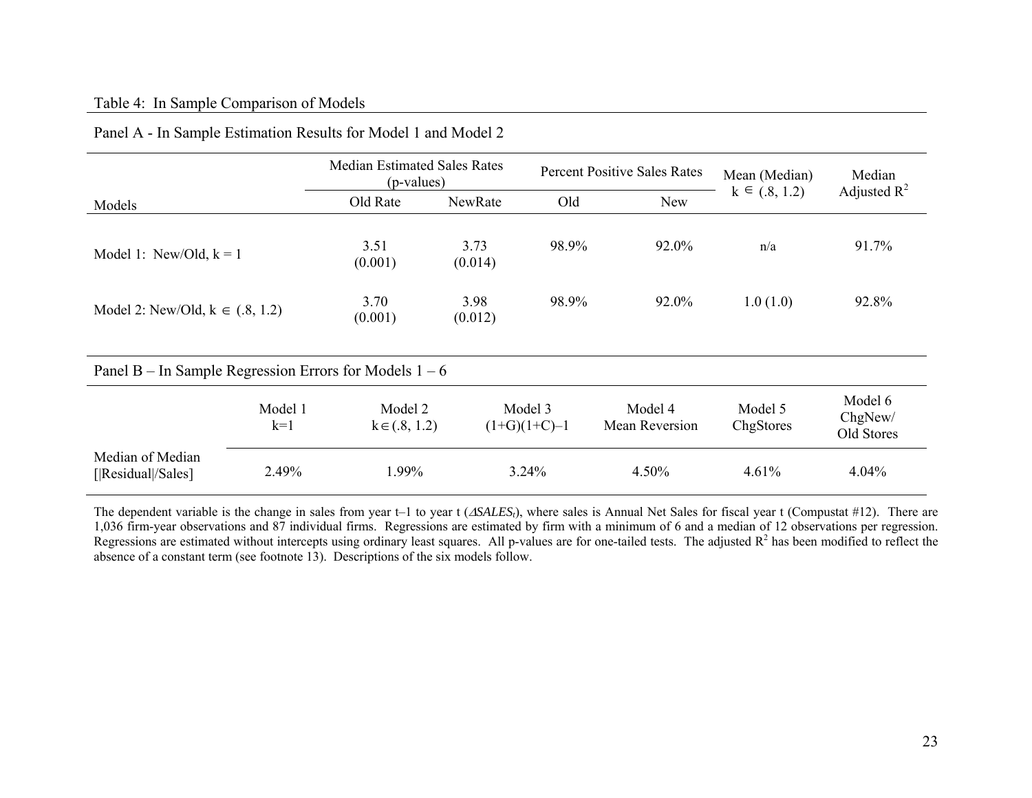Table 4: In Sample Comparison of Models

Panel A - In Sample Estimation Results for Model 1 and Model 2

| Models | Median Estimated Sales Rates (p-values) | | Percent Positive Sales Rates | | Mean (Median) $k \in (.8, 1.2)$ | Median Adjusted $R^2$ |
|---|---|---|---|---|---|---|
| | Old Rate | NewRate | Old | New | | |
| Model 1: New/Old, k = 1 | 3.51 (0.001) | 3.73 (0.014) | 98.9% | 92.0% | n/a | 91.7% |
| Model 2: New/Old, $k \in (.8, 1.2)$ | 3.70 (0.001) | 3.98 (0.012) | 98.9% | 92.0% | 1.0 (1.0) | 92.8% |

Panel B – In Sample Regression Errors for Models 1 – 6

| | Model 1 k=1 | Model 2 $k \in (.8, 1.2)$ | Model 3 (1+G)(1+C)–1 | Model 4 Mean Reversion | Model 5 ChgStores | Model 6 ChgNew/ Old Stores |
|---|---|---|---|---|---|---|
| Median of Median [\|Residual\|/Sales] | 2.49% | 1.99% | 3.24% | 4.50% | 4.61% | 4.04% |

The dependent variable is the change in sales from year t–1 to year t ($\Delta SALES_t$), where sales is Annual Net Sales for fiscal year t (Compustat #12). There are 1,036 firm-year observations and 87 individual firms. Regressions are estimated by firm with a minimum of 6 and a median of 12 observations per regression. Regressions are estimated without intercepts using ordinary least squares. All p-values are for one-tailed tests. The adjusted $R^2$ has been modified to reflect the absence of a constant term (see footnote 13). Descriptions of the six models follow.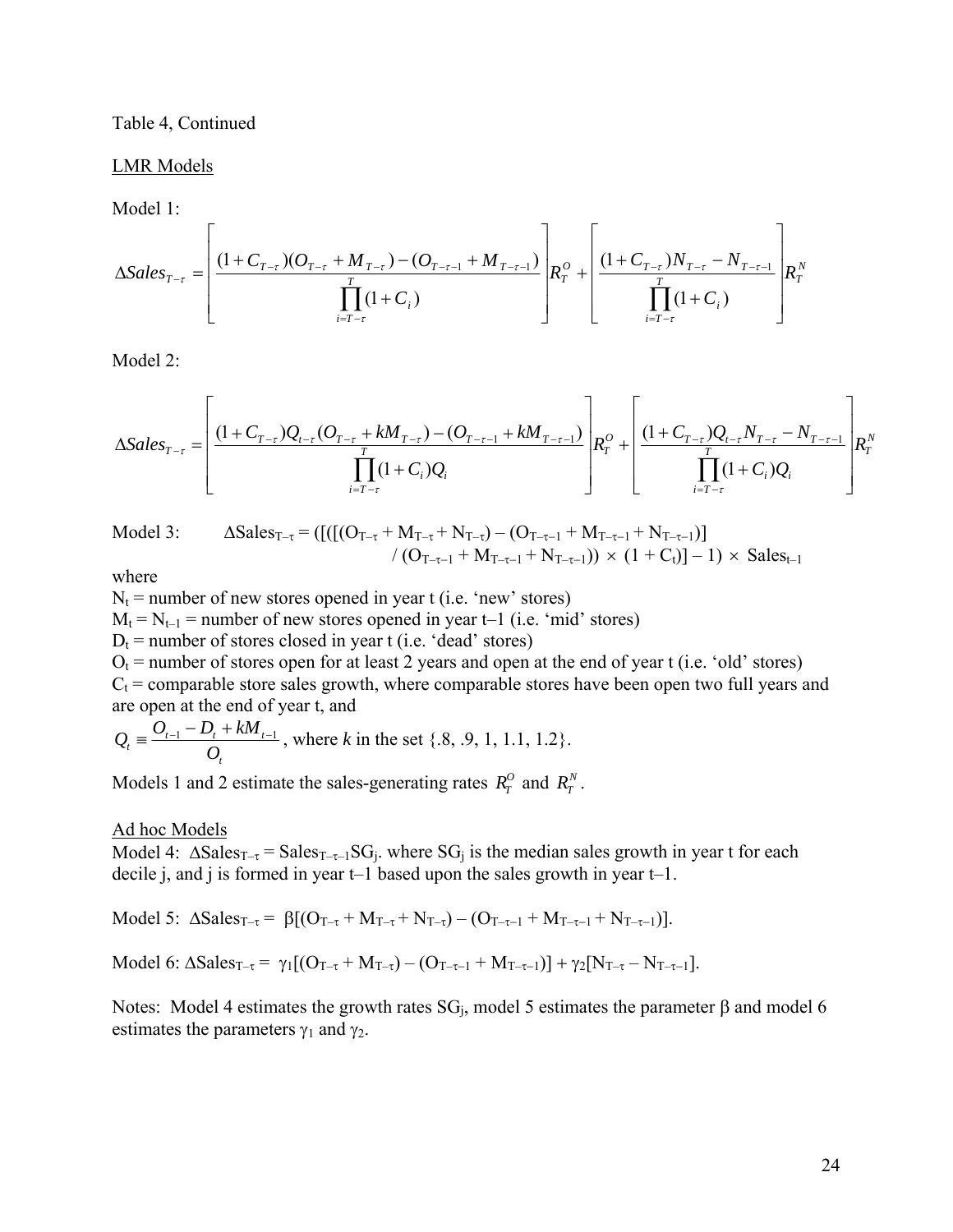Table 4, Continued

LMR Models

Model 1:

$$\Delta Sales_{T-\tau} = \left[ \frac{(1+C_{T-\tau})(O_{T-\tau} + M_{T-\tau}) - (O_{T-\tau-1} + M_{T-\tau-1})}{\prod_{i=T-\tau}^{T}(1+C_i)} \right] R_T^O + \left[ \frac{(1+C_{T-\tau})N_{T-\tau} - N_{T-\tau-1}}{\prod_{i=T-\tau}^{T}(1+C_i)} \right] R_T^N$$

Model 2:

$$\Delta Sales_{T-\tau} = \left[ \frac{(1+C_{T-\tau})Q_{t-\tau}(O_{T-\tau} + kM_{T-\tau}) - (O_{T-\tau-1} + kM_{T-\tau-1})}{\prod_{i=T-\tau}^{T}(1+C_i)Q_i} \right] R_T^O + \left[ \frac{(1+C_{T-\tau})Q_{t-\tau}N_{T-\tau} - N_{T-\tau-1}}{\prod_{i=T-\tau}^{T}(1+C_i)Q_i} \right] R_T^N$$

Model 3: $\Delta Sales_{T-\tau} = ([([(O_{T-\tau} + M_{T-\tau} + N_{T-\tau}) - (O_{T-\tau-1} + M_{T-\tau-1} + N_{T-\tau-1})] / (O_{T-\tau-1} + M_{T-\tau-1} + N_{T-\tau-1})) \times (1 + C_t)] - 1) \times Sales_{t-1}$

where

$N_t$ = number of new stores opened in year t (i.e. 'new' stores)

$M_t = N_{t-1}$ = number of new stores opened in year t–1 (i.e. 'mid' stores)

$D_t$ = number of stores closed in year t (i.e. 'dead' stores)

$O_t$ = number of stores open for at least 2 years and open at the end of year t (i.e. 'old' stores)

$C_t$ = comparable store sales growth, where comparable stores have been open two full years and are open at the end of year t, and

$Q_t \equiv \frac{O_{t-1} - D_t + kM_{t-1}}{O_t}$, where $k$ in the set {.8, .9, 1, 1.1, 1.2}.

Models 1 and 2 estimate the sales-generating rates $R_T^O$ and $R_T^N$.

Ad hoc Models

Model 4: $\Delta Sales_{T-\tau} = Sales_{T-\tau-1} SG_j$. where $SG_j$ is the median sales growth in year t for each decile j, and j is formed in year t–1 based upon the sales growth in year t–1.

Model 5: $\Delta Sales_{T-\tau} = \beta[(O_{T-\tau} + M_{T-\tau} + N_{T-\tau}) - (O_{T-\tau-1} + M_{T-\tau-1} + N_{T-\tau-1})]$.

Model 6: $\Delta Sales_{T-\tau} = \gamma_1[(O_{T-\tau} + M_{T-\tau}) - (O_{T-\tau-1} + M_{T-\tau-1})] + \gamma_2[N_{T-\tau} - N_{T-\tau-1}]$.

Notes: Model 4 estimates the growth rates $SG_j$, model 5 estimates the parameter $\beta$ and model 6 estimates the parameters $\gamma_1$ and $\gamma_2$.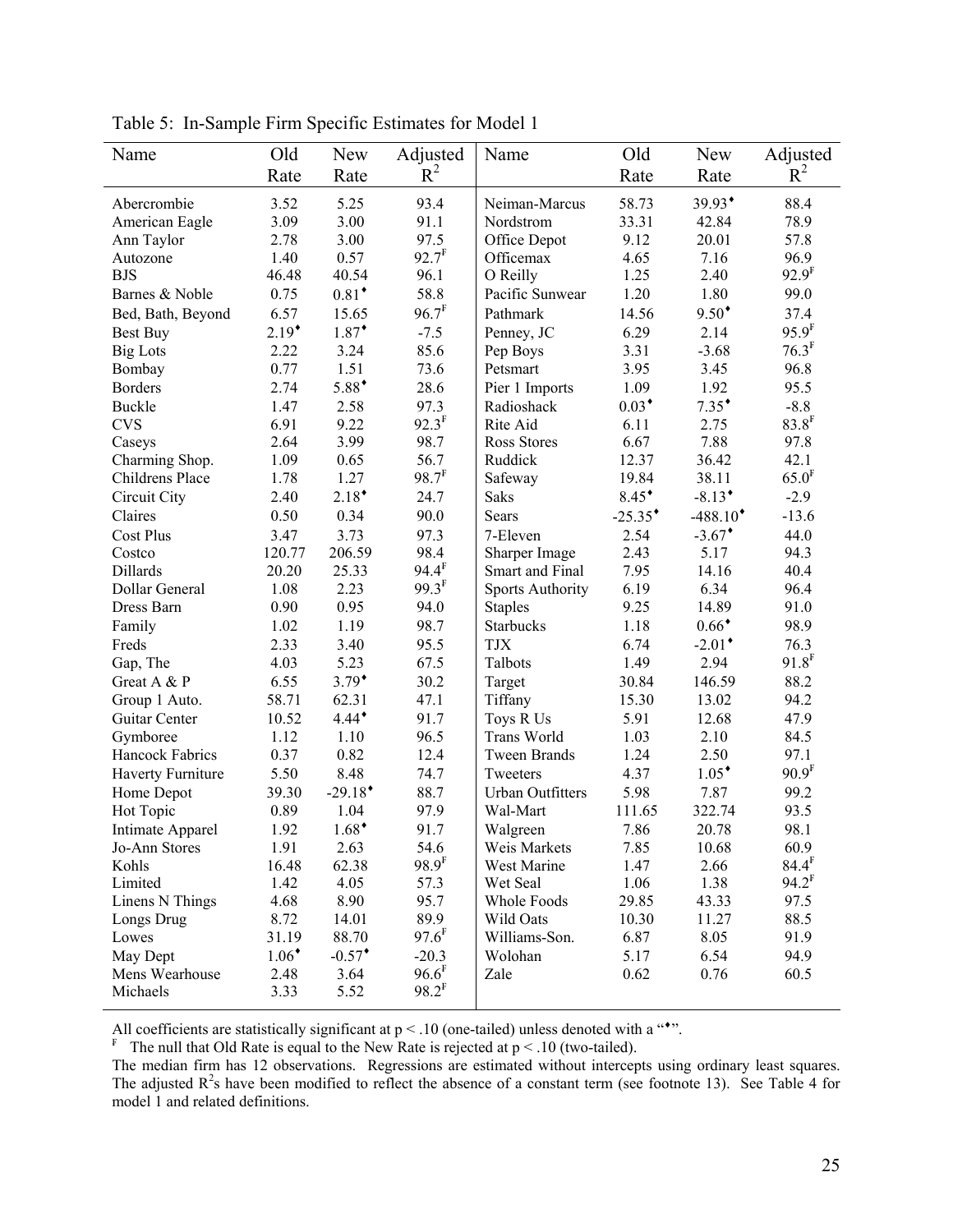Table 5: In-Sample Firm Specific Estimates for Model 1

| Name | Old Rate | New Rate | Adjusted $R^2$ | Name | Old Rate | New Rate | Adjusted $R^2$ |
|---|---|---|---|---|---|---|---|
| Abercrombie | 3.52 | 5.25 | 93.4 | Neiman-Marcus | 58.73 | 39.93♦ | 88.4 |
| American Eagle | 3.09 | 3.00 | 91.1 | Nordstrom | 33.31 | 42.84 | 78.9 |
| Ann Taylor | 2.78 | 3.00 | 97.5 | Office Depot | 9.12 | 20.01 | 57.8 |
| Autozone | 1.40 | 0.57 | 92.7F | Officemax | 4.65 | 7.16 | 96.9 |
| BJS | 46.48 | 40.54 | 96.1 | O Reilly | 1.25 | 2.40 | 92.9F |
| Barnes & Noble | 0.75 | 0.81♦ | 58.8 | Pacific Sunwear | 1.20 | 1.80 | 99.0 |
| Bed, Bath, Beyond | 6.57 | 15.65 | 96.7F | Pathmark | 14.56 | 9.50♦ | 37.4 |
| Best Buy | 2.19♦ | 1.87♦ | -7.5 | Penney, JC | 6.29 | 2.14 | 95.9F |
| Big Lots | 2.22 | 3.24 | 85.6 | Pep Boys | 3.31 | -3.68 | 76.3F |
| Bombay | 0.77 | 1.51 | 73.6 | Petsmart | 3.95 | 3.45 | 96.8 |
| Borders | 2.74 | 5.88♦ | 28.6 | Pier 1 Imports | 1.09 | 1.92 | 95.5 |
| Buckle | 1.47 | 2.58 | 97.3 | Radioshack | 0.03♦ | 7.35♦ | -8.8 |
| CVS | 6.91 | 9.22 | 92.3F | Rite Aid | 6.11 | 2.75 | 83.8F |
| Caseys | 2.64 | 3.99 | 98.7 | Ross Stores | 6.67 | 7.88 | 97.8 |
| Charming Shop. | 1.09 | 0.65 | 56.7 | Ruddick | 12.37 | 36.42 | 42.1 |
| Childrens Place | 1.78 | 1.27 | 98.7F | Safeway | 19.84 | 38.11 | 65.0F |
| Circuit City | 2.40 | 2.18♦ | 24.7 | Saks | 8.45♦ | -8.13♦ | -2.9 |
| Claires | 0.50 | 0.34 | 90.0 | Sears | -25.35♦ | -488.10♦ | -13.6 |
| Cost Plus | 3.47 | 3.73 | 97.3 | 7-Eleven | 2.54 | -3.67♦ | 44.0 |
| Costco | 120.77 | 206.59 | 98.4 | Sharper Image | 2.43 | 5.17 | 94.3 |
| Dillards | 20.20 | 25.33 | 94.4F | Smart and Final | 7.95 | 14.16 | 40.4 |
| Dollar General | 1.08 | 2.23 | 99.3F | Sports Authority | 6.19 | 6.34 | 96.4 |
| Dress Barn | 0.90 | 0.95 | 94.0 | Staples | 9.25 | 14.89 | 91.0 |
| Family | 1.02 | 1.19 | 98.7 | Starbucks | 1.18 | 0.66♦ | 98.9 |
| Freds | 2.33 | 3.40 | 95.5 | TJX | 6.74 | -2.01♦ | 76.3 |
| Gap, The | 4.03 | 5.23 | 67.5 | Talbots | 1.49 | 2.94 | 91.8F |
| Great A & P | 6.55 | 3.79♦ | 30.2 | Target | 30.84 | 146.59 | 88.2 |
| Group 1 Auto. | 58.71 | 62.31 | 47.1 | Tiffany | 15.30 | 13.02 | 94.2 |
| Guitar Center | 10.52 | 4.44♦ | 91.7 | Toys R Us | 5.91 | 12.68 | 47.9 |
| Gymboree | 1.12 | 1.10 | 96.5 | Trans World | 1.03 | 2.10 | 84.5 |
| Hancock Fabrics | 0.37 | 0.82 | 12.4 | Tween Brands | 1.24 | 2.50 | 97.1 |
| Haverty Furniture | 5.50 | 8.48 | 74.7 | Tweeters | 4.37 | 1.05♦ | 90.9F |
| Home Depot | 39.30 | -29.18♦ | 88.7 | Urban Outfitters | 5.98 | 7.87 | 99.2 |
| Hot Topic | 0.89 | 1.04 | 97.9 | Wal-Mart | 111.65 | 322.74 | 93.5 |
| Intimate Apparel | 1.92 | 1.68♦ | 91.7 | Walgreen | 7.86 | 20.78 | 98.1 |
| Jo-Ann Stores | 1.91 | 2.63 | 54.6 | Weis Markets | 7.85 | 10.68 | 60.9 |
| Kohls | 16.48 | 62.38 | 98.9F | West Marine | 1.47 | 2.66 | 84.4F |
| Limited | 1.42 | 4.05 | 57.3 | Wet Seal | 1.06 | 1.38 | 94.2F |
| Linens N Things | 4.68 | 8.90 | 95.7 | Whole Foods | 29.85 | 43.33 | 97.5 |
| Longs Drug | 8.72 | 14.01 | 89.9 | Wild Oats | 10.30 | 11.27 | 88.5 |
| Lowes | 31.19 | 88.70 | 97.6F | Williams-Son. | 6.87 | 8.05 | 91.9 |
| May Dept | 1.06♦ | -0.57♦ | -20.3 | Wolohan | 5.17 | 6.54 | 94.9 |
| Mens Wearhouse | 2.48 | 3.64 | 96.6F | Zale | 0.62 | 0.76 | 60.5 |
| Michaels | 3.33 | 5.52 | 98.2F | | | | |

All coefficients are statistically significant at $p < .10$ (one-tailed) unless denoted with a "♦".

F The null that Old Rate is equal to the New Rate is rejected at $p < .10$ (two-tailed).

The median firm has 12 observations. Regressions are estimated without intercepts using ordinary least squares. The adjusted $R^2$s have been modified to reflect the absence of a constant term (see footnote 13). See Table 4 for model 1 and related definitions.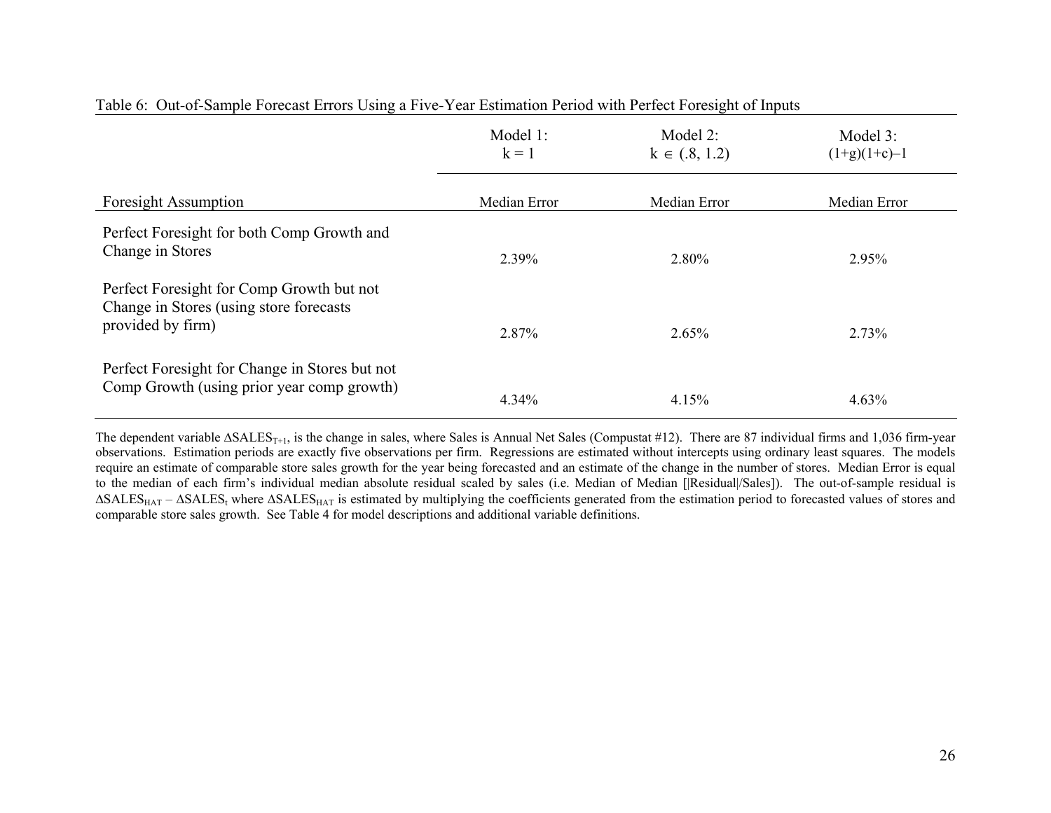Table 6: Out-of-Sample Forecast Errors Using a Five-Year Estimation Period with Perfect Foresight of Inputs

| | Model 1: $k = 1$ | Model 2: $k \in (.8, 1.2)$ | Model 3: $(1+g)(1+c)–1$ |
|---|---|---|---|
| Foresight Assumption | Median Error | Median Error | Median Error |
| Perfect Foresight for both Comp Growth and Change in Stores | 2.39% | 2.80% | 2.95% |
| Perfect Foresight for Comp Growth but not Change in Stores (using store forecasts provided by firm) | 2.87% | 2.65% | 2.73% |
| Perfect Foresight for Change in Stores but not Comp Growth (using prior year comp growth) | 4.34% | 4.15% | 4.63% |

The dependent variable $\Delta SALES_{T+1}$, is the change in sales, where Sales is Annual Net Sales (Compustat #12). There are 87 individual firms and 1,036 firm-year observations. Estimation periods are exactly five observations per firm. Regressions are estimated without intercepts using ordinary least squares. The models require an estimate of comparable store sales growth for the year being forecasted and an estimate of the change in the number of stores. Median Error is equal to the median of each firm's individual median absolute residual scaled by sales (i.e. Median of Median [|Residual|/Sales]). The out-of-sample residual is $\Delta SALES_{HAT} – \Delta SALES_t$ where $\Delta SALES_{HAT}$ is estimated by multiplying the coefficients generated from the estimation period to forecasted values of stores and comparable store sales growth. See Table 4 for model descriptions and additional variable definitions.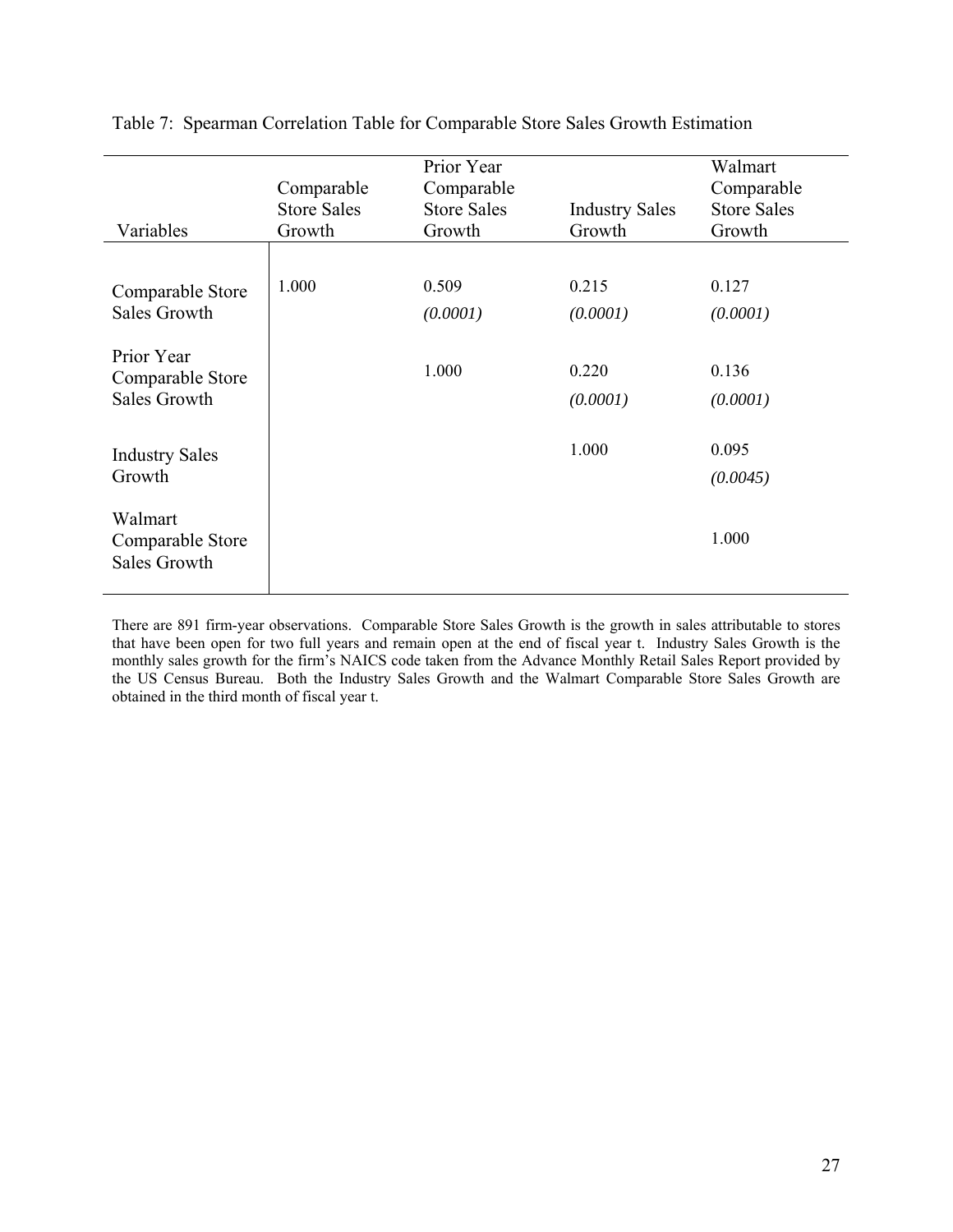Table 7: Spearman Correlation Table for Comparable Store Sales Growth Estimation

| Variables | Comparable Store Sales Growth | Prior Year Comparable Store Sales Growth | Industry Sales Growth | Walmart Comparable Store Sales Growth |
|---|---|---|---|---|
| Comparable Store Sales Growth | 1.000 | 0.509 | 0.215 | 0.127 |
| | | *(0.0001)* | *(0.0001)* | *(0.0001)* |
| Prior Year Comparable Store Sales Growth | | 1.000 | 0.220 | 0.136 |
| | | | *(0.0001)* | *(0.0001)* |
| Industry Sales Growth | | | 1.000 | 0.095 |
| | | | | *(0.0045)* |
| Walmart Comparable Store Sales Growth | | | | 1.000 |

There are 891 firm-year observations. Comparable Store Sales Growth is the growth in sales attributable to stores that have been open for two full years and remain open at the end of fiscal year t. Industry Sales Growth is the monthly sales growth for the firm's NAICS code taken from the Advance Monthly Retail Sales Report provided by the US Census Bureau. Both the Industry Sales Growth and the Walmart Comparable Store Sales Growth are obtained in the third month of fiscal year t.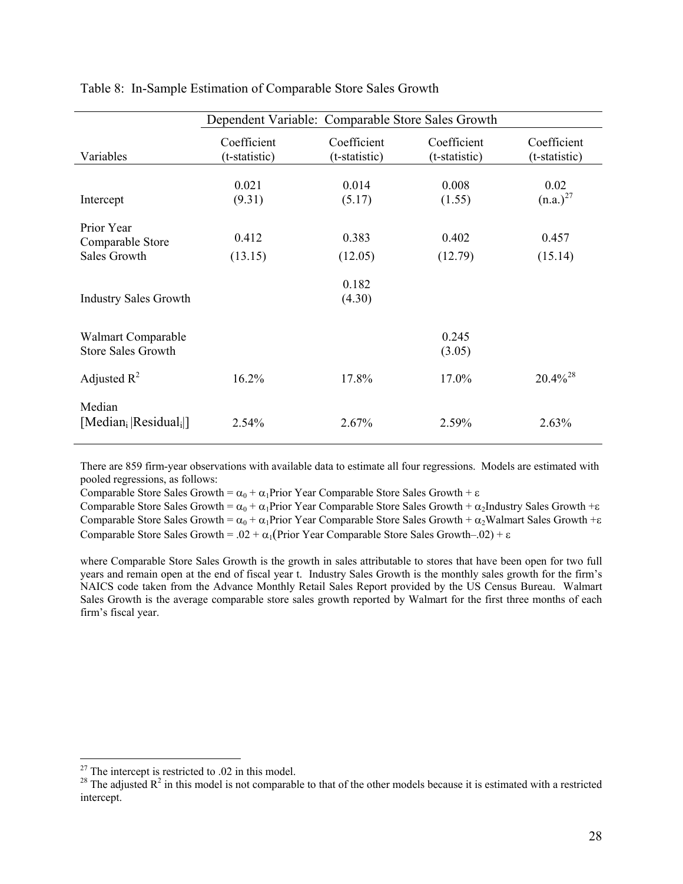Table 8: In-Sample Estimation of Comparable Store Sales Growth

| | Dependent Variable: Comparable Store Sales Growth | | | |
|---|---|---|---|---|
| Variables | Coefficient (t-statistic) | Coefficient (t-statistic) | Coefficient (t-statistic) | Coefficient (t-statistic) |
| Intercept | 0.021 (9.31) | 0.014 (5.17) | 0.008 (1.55) | 0.02 (n.a.)[27] |
| Prior Year Comparable Store Sales Growth | 0.412 (13.15) | 0.383 (12.05) | 0.402 (12.79) | 0.457 (15.14) |
| Industry Sales Growth | | 0.182 (4.30) | | |
| Walmart Comparable Store Sales Growth | | | 0.245 (3.05) | |
| Adjusted $R^2$ | 16.2% | 17.8% | 17.0% | 20.4%[28] |
| Median [$Median_i$ $\lvert Residual_i \rvert$] | 2.54% | 2.67% | 2.59% | 2.63% |

There are 859 firm-year observations with available data to estimate all four regressions. Models are estimated with pooled regressions, as follows:

Comparable Store Sales Growth = $\alpha_0 + \alpha_1$Prior Year Comparable Store Sales Growth + $\varepsilon$

Comparable Store Sales Growth = $\alpha_0 + \alpha_1$Prior Year Comparable Store Sales Growth + $\alpha_2$Industry Sales Growth +$\varepsilon$

Comparable Store Sales Growth = $\alpha_0 + \alpha_1$Prior Year Comparable Store Sales Growth + $\alpha_2$Walmart Sales Growth +$\varepsilon$

Comparable Store Sales Growth = .02 + $\alpha_1$(Prior Year Comparable Store Sales Growth–.02) + $\varepsilon$

where Comparable Store Sales Growth is the growth in sales attributable to stores that have been open for two full years and remain open at the end of fiscal year t. Industry Sales Growth is the monthly sales growth for the firm's NAICS code taken from the Advance Monthly Retail Sales Report provided by the US Census Bureau. Walmart Sales Growth is the average comparable store sales growth reported by Walmart for the first three months of each firm's fiscal year.

[27] The intercept is restricted to .02 in this model.

[28] The adjusted $R^2$ in this model is not comparable to that of the other models because it is estimated with a restricted intercept.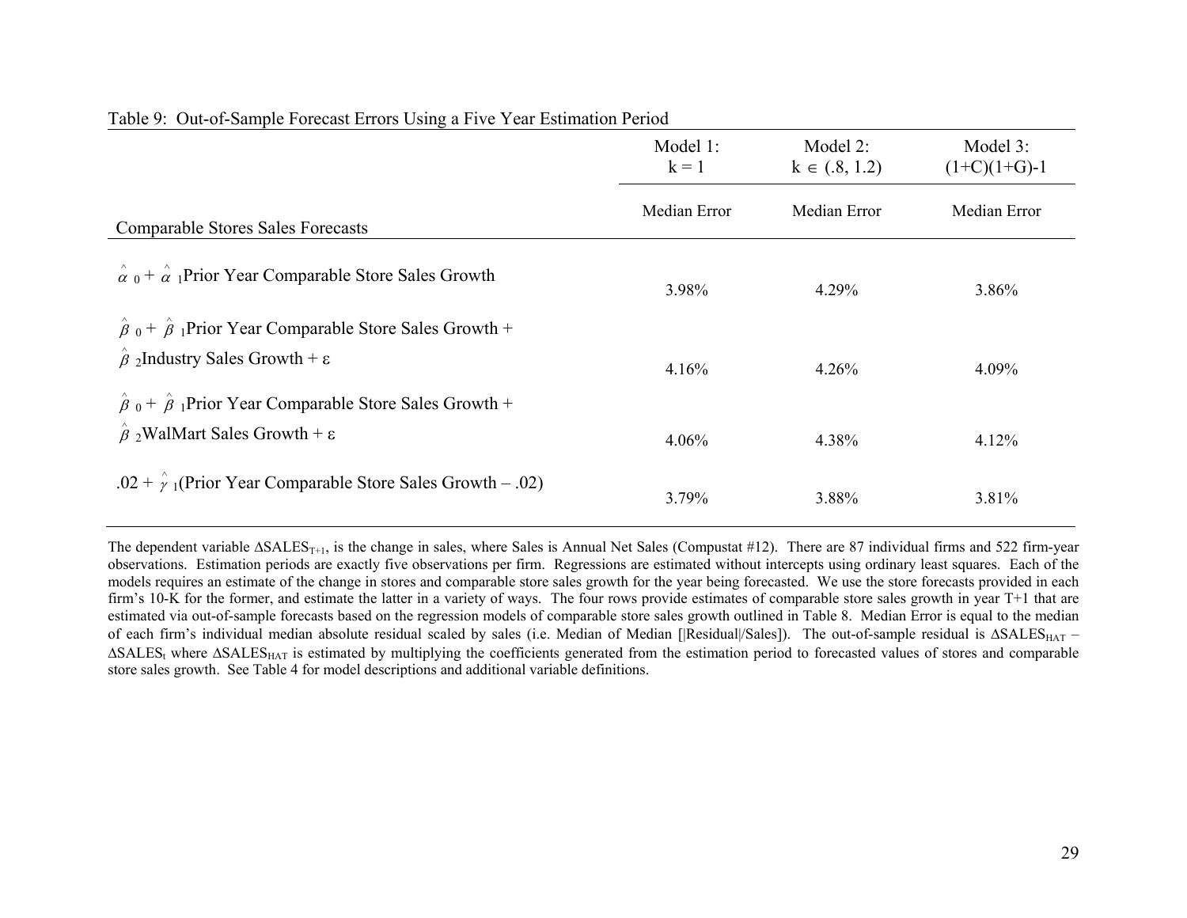Table 9: Out-of-Sample Forecast Errors Using a Five Year Estimation Period

| Comparable Stores Sales Forecasts | Model 1: $k = 1$ | Model 2: $k \in (.8, 1.2)$ | Model 3: $(1+C)(1+G)-1$ |
|---|---|---|---|
| | Median Error | Median Error | Median Error |
| $\hat{\alpha}_0 + \hat{\alpha}_1$Prior Year Comparable Store Sales Growth | 3.98% | 4.29% | 3.86% |
| $\hat{\beta}_0 + \hat{\beta}_1$Prior Year Comparable Store Sales Growth + $\hat{\beta}_2$Industry Sales Growth + $\varepsilon$ | 4.16% | 4.26% | 4.09% |
| $\hat{\beta}_0 + \hat{\beta}_1$Prior Year Comparable Store Sales Growth + $\hat{\beta}_2$WalMart Sales Growth + $\varepsilon$ | 4.06% | 4.38% | 4.12% |
| $.02 + \hat{\gamma}_1$(Prior Year Comparable Store Sales Growth – .02) | 3.79% | 3.88% | 3.81% |

The dependent variable $\Delta SALES_{T+1}$, is the change in sales, where Sales is Annual Net Sales (Compustat #12). There are 87 individual firms and 522 firm-year observations. Estimation periods are exactly five observations per firm. Regressions are estimated without intercepts using ordinary least squares. Each of the models requires an estimate of the change in stores and comparable store sales growth for the year being forecasted. We use the store forecasts provided in each firm's 10-K for the former, and estimate the latter in a variety of ways. The four rows provide estimates of comparable store sales growth in year T+1 that are estimated via out-of-sample forecasts based on the regression models of comparable store sales growth outlined in Table 8. Median Error is equal to the median of each firm's individual median absolute residual scaled by sales (i.e. Median of Median [|Residual|/Sales]). The out-of-sample residual is $\Delta SALES_{HAT} - \Delta SALES_t$ where $\Delta SALES_{HAT}$ is estimated by multiplying the coefficients generated from the estimation period to forecasted values of stores and comparable store sales growth. See Table 4 for model descriptions and additional variable definitions.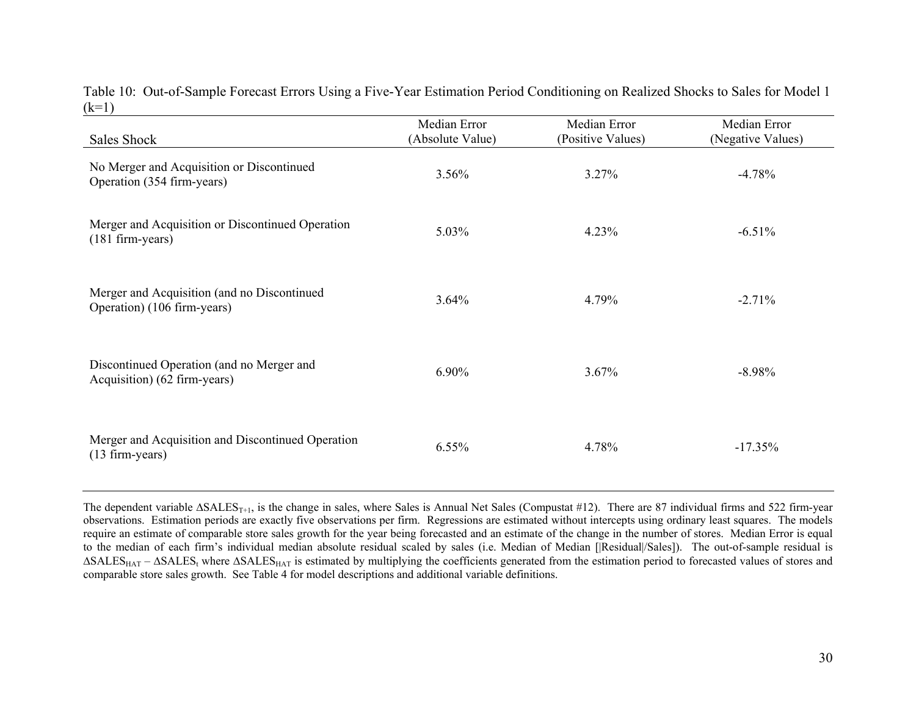Table 10: Out-of-Sample Forecast Errors Using a Five-Year Estimation Period Conditioning on Realized Shocks to Sales for Model 1 (k=1)

| Sales Shock | Median Error (Absolute Value) | Median Error (Positive Values) | Median Error (Negative Values) |
|---|---|---|---|
| No Merger and Acquisition or Discontinued Operation (354 firm-years) | 3.56% | 3.27% | -4.78% |
| Merger and Acquisition or Discontinued Operation (181 firm-years) | 5.03% | 4.23% | -6.51% |
| Merger and Acquisition (and no Discontinued Operation) (106 firm-years) | 3.64% | 4.79% | -2.71% |
| Discontinued Operation (and no Merger and Acquisition) (62 firm-years) | 6.90% | 3.67% | -8.98% |
| Merger and Acquisition and Discontinued Operation (13 firm-years) | 6.55% | 4.78% | -17.35% |

The dependent variable $\Delta SALES_{T+1}$, is the change in sales, where Sales is Annual Net Sales (Compustat #12). There are 87 individual firms and 522 firm-year observations. Estimation periods are exactly five observations per firm. Regressions are estimated without intercepts using ordinary least squares. The models require an estimate of comparable store sales growth for the year being forecasted and an estimate of the change in the number of stores. Median Error is equal to the median of each firm's individual median absolute residual scaled by sales (i.e. Median of Median [|Residual|/Sales]). The out-of-sample residual is $\Delta SALES_{HAT} - \Delta SALES_t$ where $\Delta SALES_{HAT}$ is estimated by multiplying the coefficients generated from the estimation period to forecasted values of stores and comparable store sales growth. See Table 4 for model descriptions and additional variable definitions.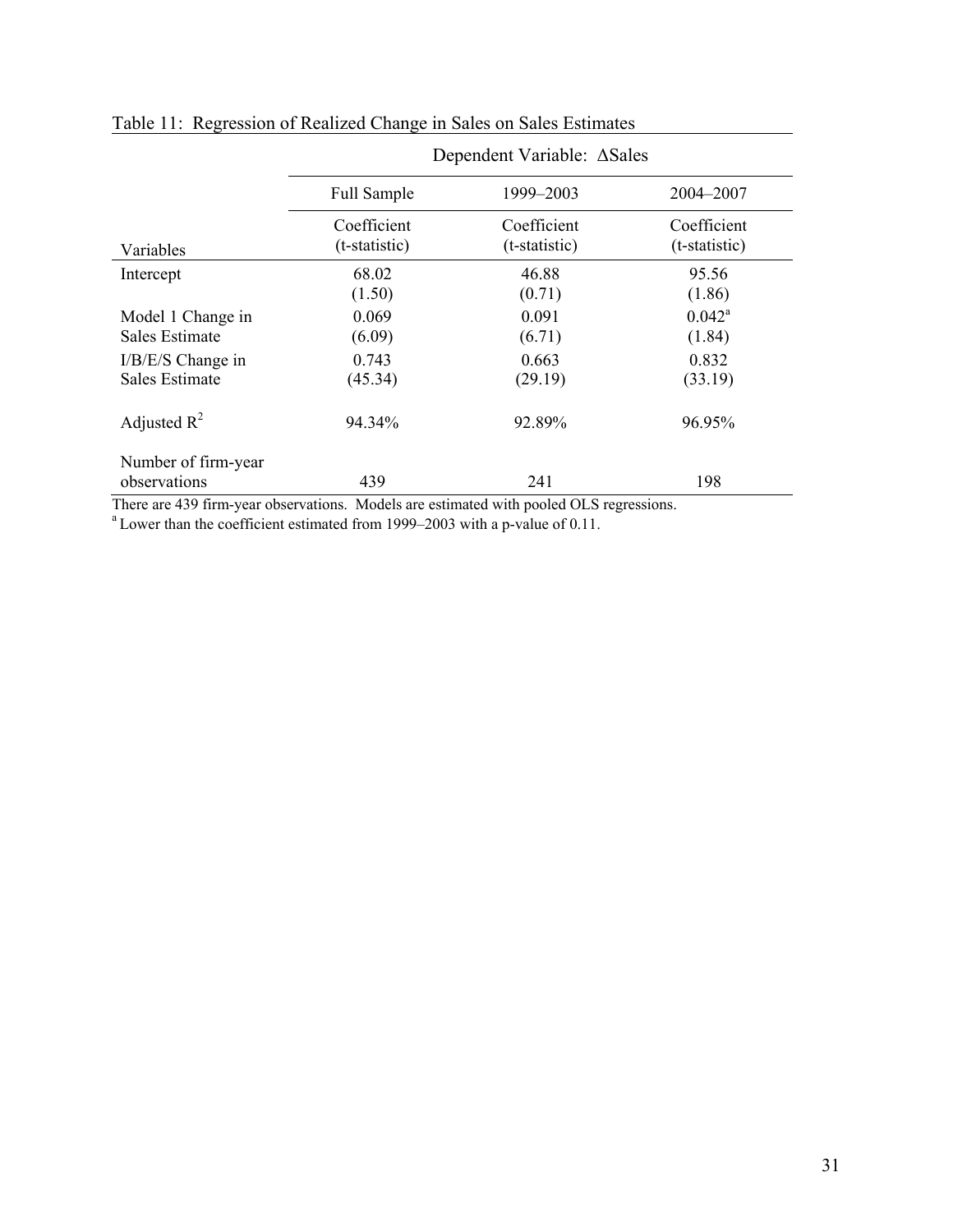Table 11: Regression of Realized Change in Sales on Sales Estimates

| | Dependent Variable: ΔSales | | |
|---|---|---|---|
| | Full Sample | 1999–2003 | 2004–2007 |
| Variables | Coefficient (t-statistic) | Coefficient (t-statistic) | Coefficient (t-statistic) |
| Intercept | 68.02 (1.50) | 46.88 (0.71) | 95.56 (1.86) |
| Model 1 Change in Sales Estimate | 0.069 (6.09) | 0.091 (6.71) | 0.042[a] (1.84) |
| I/B/E/S Change in Sales Estimate | 0.743 (45.34) | 0.663 (29.19) | 0.832 (33.19) |
| Adjusted $R^2$ | 94.34% | 92.89% | 96.95% |
| Number of firm-year observations | 439 | 241 | 198 |

There are 439 firm-year observations. Models are estimated with pooled OLS regressions.

[a] Lower than the coefficient estimated from 1999–2003 with a p-value of 0.11.